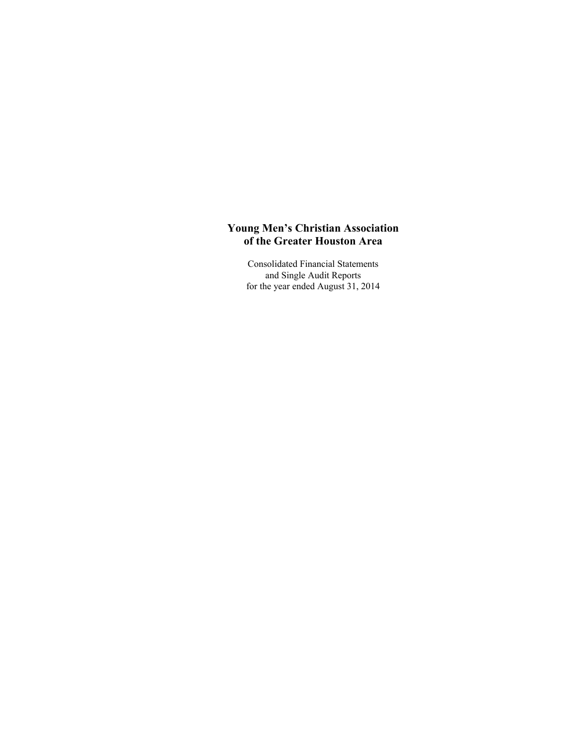# Young Men's Christian Association of the Greater Houston Area

Consolidated Financial Statements
and Single Audit Reports
for the year ended August 31, 2014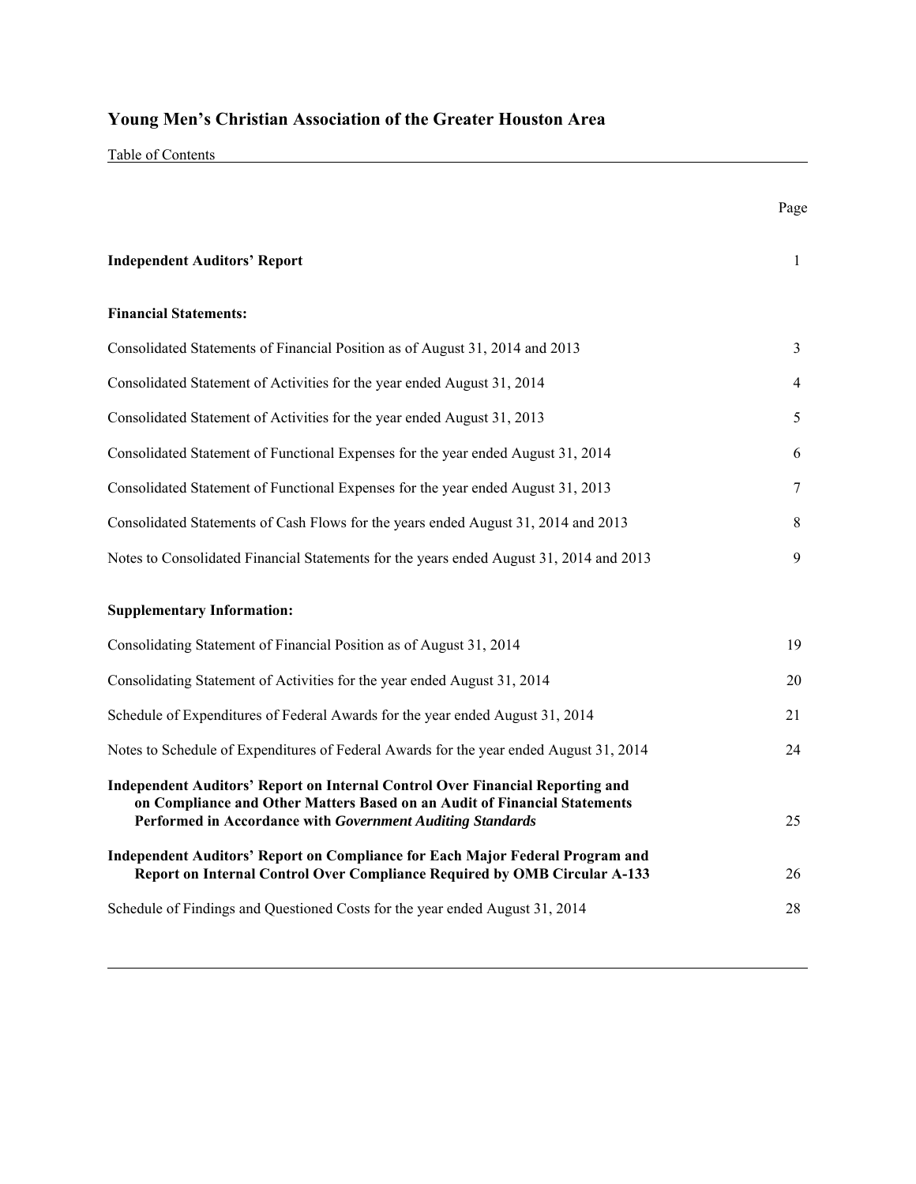# Young Men's Christian Association of the Greater Houston Area

Table of Contents

| | Page |
|---|---|
| **Independent Auditors' Report** | 1 |
| **Financial Statements:** | |
| Consolidated Statements of Financial Position as of August 31, 2014 and 2013 | 3 |
| Consolidated Statement of Activities for the year ended August 31, 2014 | 4 |
| Consolidated Statement of Activities for the year ended August 31, 2013 | 5 |
| Consolidated Statement of Functional Expenses for the year ended August 31, 2014 | 6 |
| Consolidated Statement of Functional Expenses for the year ended August 31, 2013 | 7 |
| Consolidated Statements of Cash Flows for the years ended August 31, 2014 and 2013 | 8 |
| Notes to Consolidated Financial Statements for the years ended August 31, 2014 and 2013 | 9 |
| **Supplementary Information:** | |
| Consolidating Statement of Financial Position as of August 31, 2014 | 19 |
| Consolidating Statement of Activities for the year ended August 31, 2014 | 20 |
| Schedule of Expenditures of Federal Awards for the year ended August 31, 2014 | 21 |
| Notes to Schedule of Expenditures of Federal Awards for the year ended August 31, 2014 | 24 |
| **Independent Auditors' Report on Internal Control Over Financial Reporting and on Compliance and Other Matters Based on an Audit of Financial Statements Performed in Accordance with *Government Auditing Standards*** | 25 |
| **Independent Auditors' Report on Compliance for Each Major Federal Program and Report on Internal Control Over Compliance Required by OMB Circular A-133** | 26 |
| Schedule of Findings and Questioned Costs for the year ended August 31, 2014 | 28 |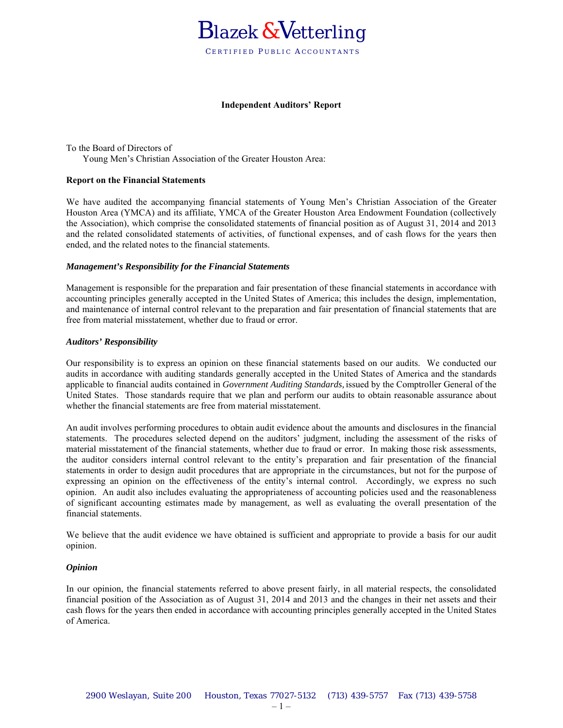# Blazek & Vetterling

CERTIFIED PUBLIC ACCOUNTANTS

**Independent Auditors' Report**

To the Board of Directors of
Young Men's Christian Association of the Greater Houston Area:

**Report on the Financial Statements**

We have audited the accompanying financial statements of Young Men's Christian Association of the Greater Houston Area (YMCA) and its affiliate, YMCA of the Greater Houston Area Endowment Foundation (collectively the Association), which comprise the consolidated statements of financial position as of August 31, 2014 and 2013 and the related consolidated statements of activities, of functional expenses, and of cash flows for the years then ended, and the related notes to the financial statements.

***Management's Responsibility for the Financial Statements***

Management is responsible for the preparation and fair presentation of these financial statements in accordance with accounting principles generally accepted in the United States of America; this includes the design, implementation, and maintenance of internal control relevant to the preparation and fair presentation of financial statements that are free from material misstatement, whether due to fraud or error.

***Auditors' Responsibility***

Our responsibility is to express an opinion on these financial statements based on our audits. We conducted our audits in accordance with auditing standards generally accepted in the United States of America and the standards applicable to financial audits contained in *Government Auditing Standards*, issued by the Comptroller General of the United States. Those standards require that we plan and perform our audits to obtain reasonable assurance about whether the financial statements are free from material misstatement.

An audit involves performing procedures to obtain audit evidence about the amounts and disclosures in the financial statements. The procedures selected depend on the auditors' judgment, including the assessment of the risks of material misstatement of the financial statements, whether due to fraud or error. In making those risk assessments, the auditor considers internal control relevant to the entity's preparation and fair presentation of the financial statements in order to design audit procedures that are appropriate in the circumstances, but not for the purpose of expressing an opinion on the effectiveness of the entity's internal control. Accordingly, we express no such opinion. An audit also includes evaluating the appropriateness of accounting policies used and the reasonableness of significant accounting estimates made by management, as well as evaluating the overall presentation of the financial statements.

We believe that the audit evidence we have obtained is sufficient and appropriate to provide a basis for our audit opinion.

***Opinion***

In our opinion, the financial statements referred to above present fairly, in all material respects, the consolidated financial position of the Association as of August 31, 2014 and 2013 and the changes in their net assets and their cash flows for the years then ended in accordance with accounting principles generally accepted in the United States of America.

2900 Weslayan, Suite 200 Houston, Texas 77027-5132 (713) 439-5757 Fax (713) 439-5758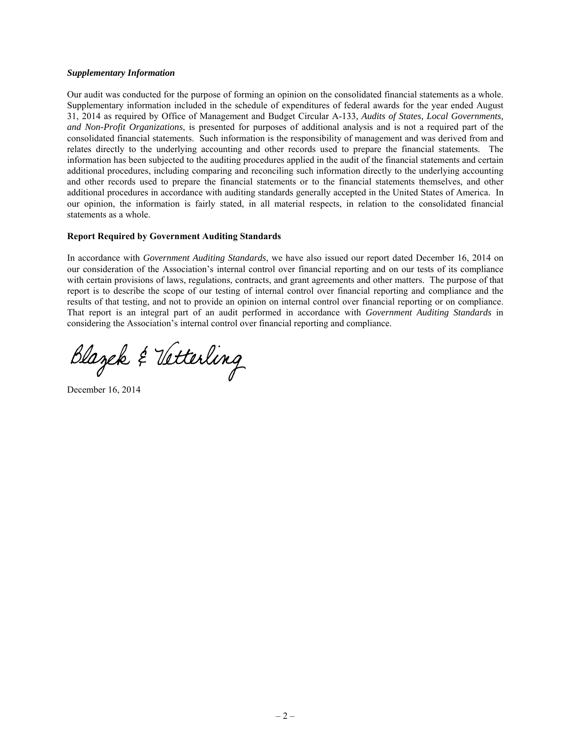### *Supplementary Information*

Our audit was conducted for the purpose of forming an opinion on the consolidated financial statements as a whole. Supplementary information included in the schedule of expenditures of federal awards for the year ended August 31, 2014 as required by Office of Management and Budget Circular A-133, *Audits of States, Local Governments, and Non-Profit Organizations*, is presented for purposes of additional analysis and is not a required part of the consolidated financial statements. Such information is the responsibility of management and was derived from and relates directly to the underlying accounting and other records used to prepare the financial statements. The information has been subjected to the auditing procedures applied in the audit of the financial statements and certain additional procedures, including comparing and reconciling such information directly to the underlying accounting and other records used to prepare the financial statements or to the financial statements themselves, and other additional procedures in accordance with auditing standards generally accepted in the United States of America. In our opinion, the information is fairly stated, in all material respects, in relation to the consolidated financial statements as a whole.

### Report Required by Government Auditing Standards

In accordance with *Government Auditing Standards*, we have also issued our report dated December 16, 2014 on our consideration of the Association's internal control over financial reporting and on our tests of its compliance with certain provisions of laws, regulations, contracts, and grant agreements and other matters. The purpose of that report is to describe the scope of our testing of internal control over financial reporting and compliance and the results of that testing, and not to provide an opinion on internal control over financial reporting or on compliance. That report is an integral part of an audit performed in accordance with *Government Auditing Standards* in considering the Association's internal control over financial reporting and compliance.

Blazek & Vetterling

December 16, 2014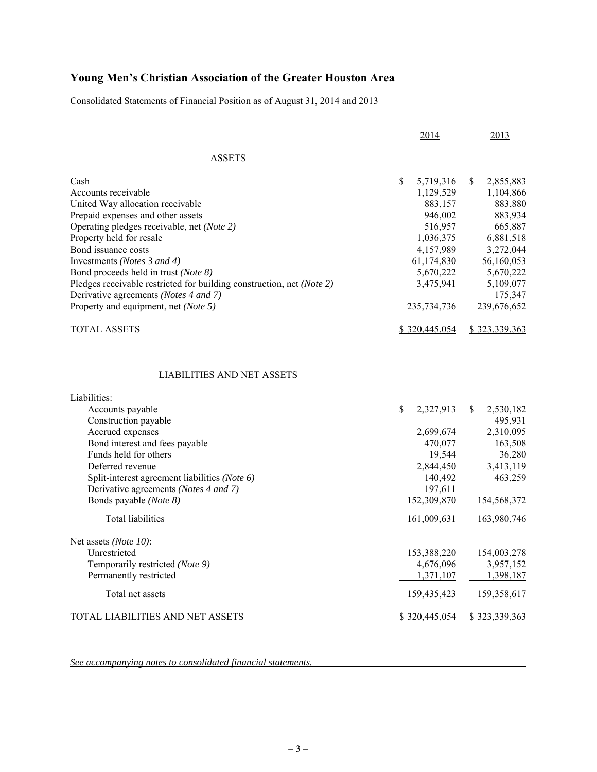# Young Men's Christian Association of the Greater Houston Area

Consolidated Statements of Financial Position as of August 31, 2014 and 2013

| | 2014 | 2013 |
|---|---|---|
| **ASSETS** | | |
| Cash | $ 5,719,316 | $ 2,855,883 |
| Accounts receivable | 1,129,529 | 1,104,866 |
| United Way allocation receivable | 883,157 | 883,880 |
| Prepaid expenses and other assets | 946,002 | 883,934 |
| Operating pledges receivable, net *(Note 2)* | 516,957 | 665,887 |
| Property held for resale | 1,036,375 | 6,881,518 |
| Bond issuance costs | 4,157,989 | 3,272,044 |
| Investments *(Notes 3 and 4)* | 61,174,830 | 56,160,053 |
| Bond proceeds held in trust *(Note 8)* | 5,670,222 | 5,670,222 |
| Pledges receivable restricted for building construction, net *(Note 2)* | 3,475,941 | 5,109,077 |
| Derivative agreements *(Notes 4 and 7)* | | 175,347 |
| Property and equipment, net *(Note 5)* | 235,734,736 | 239,676,652 |
| TOTAL ASSETS | $ 320,445,054 | $ 323,339,363 |
| **LIABILITIES AND NET ASSETS** | | |
| Liabilities: | | |
| Accounts payable | $ 2,327,913 | $ 2,530,182 |
| Construction payable | | 495,931 |
| Accrued expenses | 2,699,674 | 2,310,095 |
| Bond interest and fees payable | 470,077 | 163,508 |
| Funds held for others | 19,544 | 36,280 |
| Deferred revenue | 2,844,450 | 3,413,119 |
| Split-interest agreement liabilities *(Note 6)* | 140,492 | 463,259 |
| Derivative agreements *(Notes 4 and 7)* | 197,611 | |
| Bonds payable *(Note 8)* | 152,309,870 | 154,568,372 |
| Total liabilities | 161,009,631 | 163,980,746 |
| Net assets *(Note 10)*: | | |
| Unrestricted | 153,388,220 | 154,003,278 |
| Temporarily restricted *(Note 9)* | 4,676,096 | 3,957,152 |
| Permanently restricted | 1,371,107 | 1,398,187 |
| Total net assets | 159,435,423 | 159,358,617 |
| TOTAL LIABILITIES AND NET ASSETS | $ 320,445,054 | $ 323,339,363 |

*See accompanying notes to consolidated financial statements.*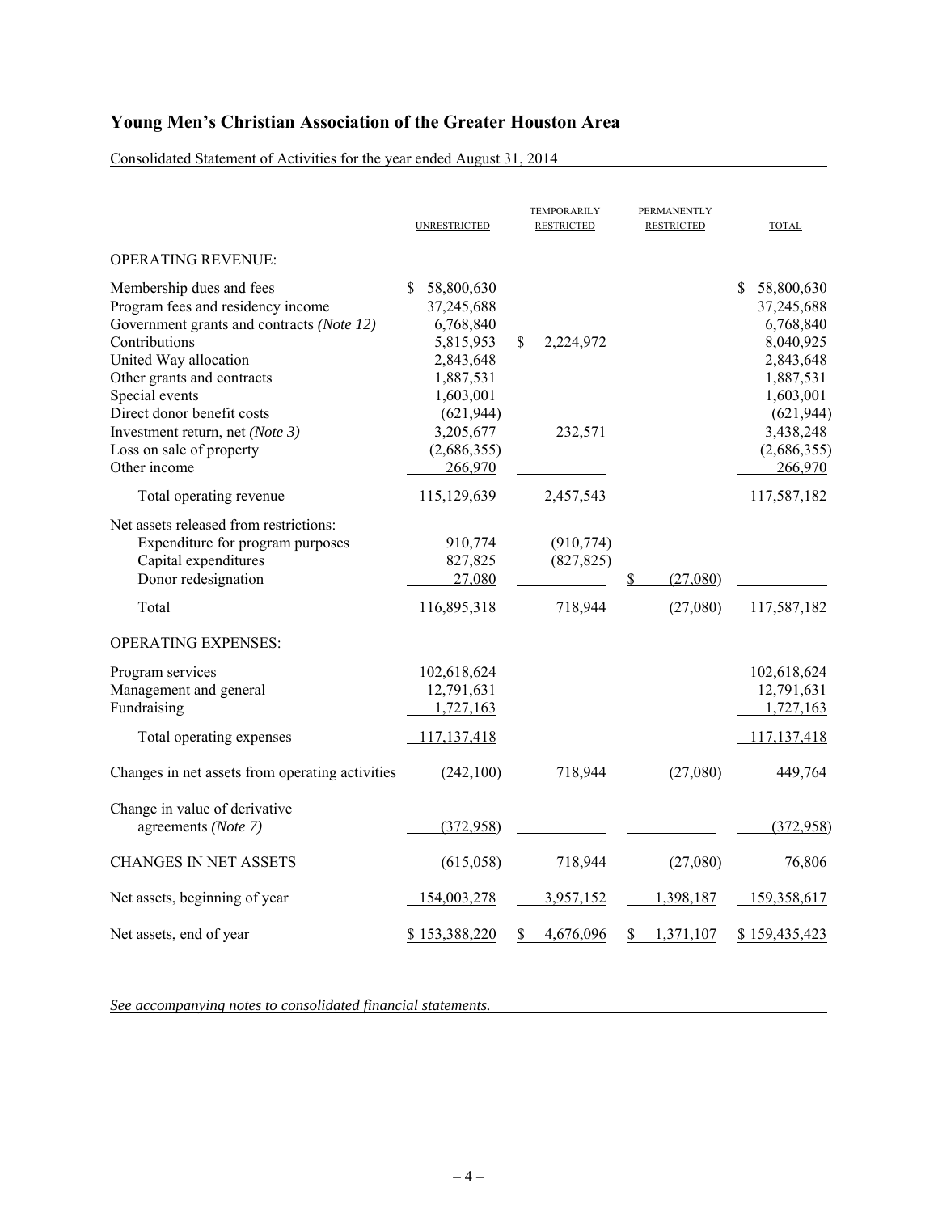# Young Men's Christian Association of the Greater Houston Area

Consolidated Statement of Activities for the year ended August 31, 2014

| | UNRESTRICTED | TEMPORARILY RESTRICTED | PERMANENTLY RESTRICTED | TOTAL |
|---|---|---|---|---|
| OPERATING REVENUE: | | | | |
| Membership dues and fees | $ 58,800,630 | | | $ 58,800,630 |
| Program fees and residency income | 37,245,688 | | | 37,245,688 |
| Government grants and contracts *(Note 12)* | 6,768,840 | | | 6,768,840 |
| Contributions | 5,815,953 | $ 2,224,972 | | 8,040,925 |
| United Way allocation | 2,843,648 | | | 2,843,648 |
| Other grants and contracts | 1,887,531 | | | 1,887,531 |
| Special events | 1,603,001 | | | 1,603,001 |
| Direct donor benefit costs | (621,944) | | | (621,944) |
| Investment return, net *(Note 3)* | 3,205,677 | 232,571 | | 3,438,248 |
| Loss on sale of property | (2,686,355) | | | (2,686,355) |
| Other income | 266,970 | | | 266,970 |
| Total operating revenue | 115,129,639 | 2,457,543 | | 117,587,182 |
| Net assets released from restrictions: | | | | |
| Expenditure for program purposes | 910,774 | (910,774) | | |
| Capital expenditures | 827,825 | (827,825) | | |
| Donor redesignation | 27,080 | | $ (27,080) | |
| Total | 116,895,318 | 718,944 | (27,080) | 117,587,182 |
| OPERATING EXPENSES: | | | | |
| Program services | 102,618,624 | | | 102,618,624 |
| Management and general | 12,791,631 | | | 12,791,631 |
| Fundraising | 1,727,163 | | | 1,727,163 |
| Total operating expenses | 117,137,418 | | | 117,137,418 |
| Changes in net assets from operating activities | (242,100) | 718,944 | (27,080) | 449,764 |
| Change in value of derivative agreements *(Note 7)* | (372,958) | | | (372,958) |
| CHANGES IN NET ASSETS | (615,058) | 718,944 | (27,080) | 76,806 |
| Net assets, beginning of year | 154,003,278 | 3,957,152 | 1,398,187 | 159,358,617 |
| Net assets, end of year | $ 153,388,220 | $ 4,676,096 | $ 1,371,107 | $ 159,435,423 |

*See accompanying notes to consolidated financial statements.*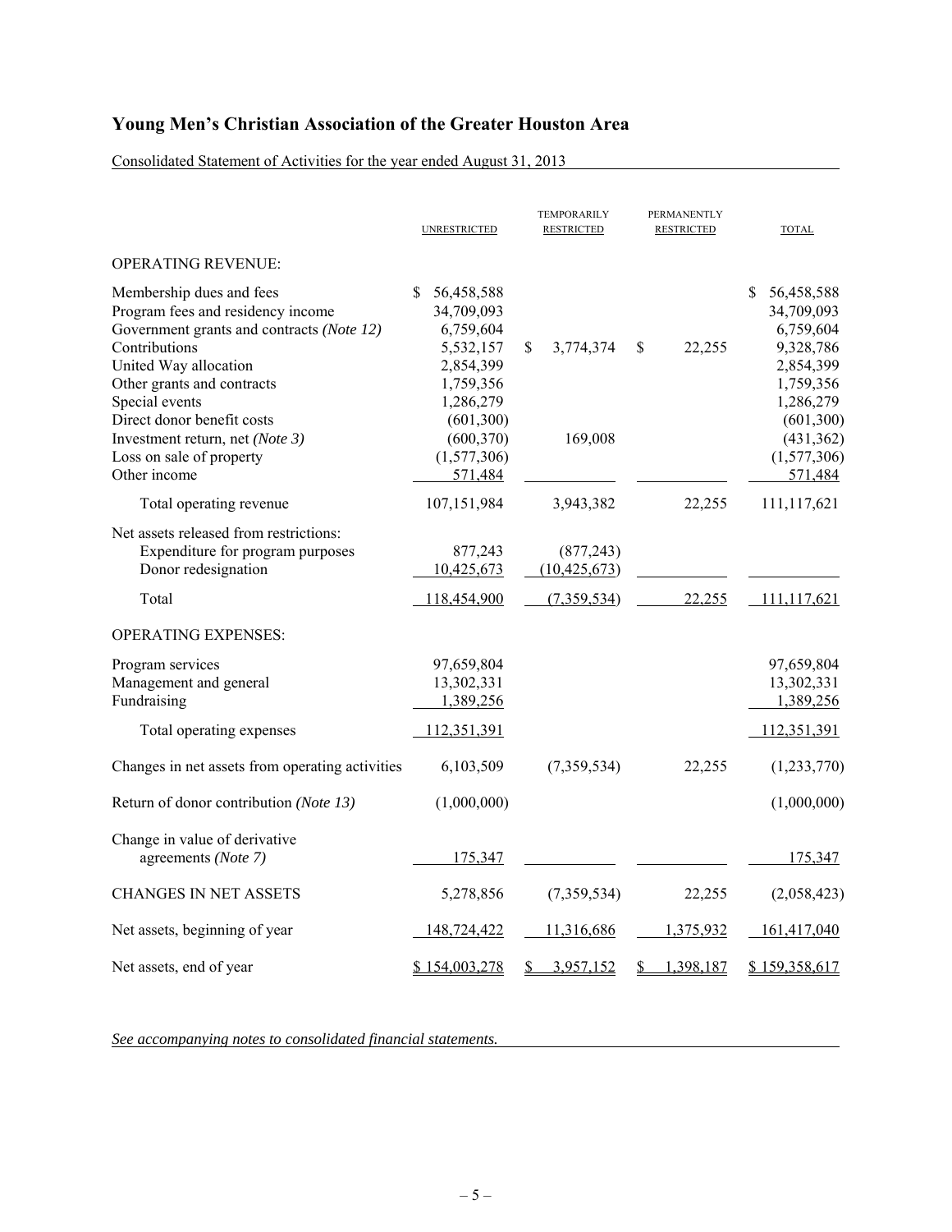# Young Men's Christian Association of the Greater Houston Area

Consolidated Statement of Activities for the year ended August 31, 2013

| | UNRESTRICTED | TEMPORARILY RESTRICTED | PERMANENTLY RESTRICTED | TOTAL |
|---|---|---|---|---|
| OPERATING REVENUE: | | | | |
| Membership dues and fees | $ 56,458,588 | | | $ 56,458,588 |
| Program fees and residency income | 34,709,093 | | | 34,709,093 |
| Government grants and contracts *(Note 12)* | 6,759,604 | | | 6,759,604 |
| Contributions | 5,532,157 | $ 3,774,374 | $ 22,255 | 9,328,786 |
| United Way allocation | 2,854,399 | | | 2,854,399 |
| Other grants and contracts | 1,759,356 | | | 1,759,356 |
| Special events | 1,286,279 | | | 1,286,279 |
| Direct donor benefit costs | (601,300) | | | (601,300) |
| Investment return, net *(Note 3)* | (600,370) | 169,008 | | (431,362) |
| Loss on sale of property | (1,577,306) | | | (1,577,306) |
| Other income | 571,484 | | | 571,484 |
| Total operating revenue | 107,151,984 | 3,943,382 | 22,255 | 111,117,621 |
| Net assets released from restrictions: | | | | |
| Expenditure for program purposes | 877,243 | (877,243) | | |
| Donor redesignation | 10,425,673 | (10,425,673) | | |
| Total | 118,454,900 | (7,359,534) | 22,255 | 111,117,621 |
| OPERATING EXPENSES: | | | | |
| Program services | 97,659,804 | | | 97,659,804 |
| Management and general | 13,302,331 | | | 13,302,331 |
| Fundraising | 1,389,256 | | | 1,389,256 |
| Total operating expenses | 112,351,391 | | | 112,351,391 |
| Changes in net assets from operating activities | 6,103,509 | (7,359,534) | 22,255 | (1,233,770) |
| Return of donor contribution *(Note 13)* | (1,000,000) | | | (1,000,000) |
| Change in value of derivative agreements *(Note 7)* | 175,347 | | | 175,347 |
| CHANGES IN NET ASSETS | 5,278,856 | (7,359,534) | 22,255 | (2,058,423) |
| Net assets, beginning of year | 148,724,422 | 11,316,686 | 1,375,932 | 161,417,040 |
| Net assets, end of year | $ 154,003,278 | $ 3,957,152 | $ 1,398,187 | $ 159,358,617 |

*See accompanying notes to consolidated financial statements.*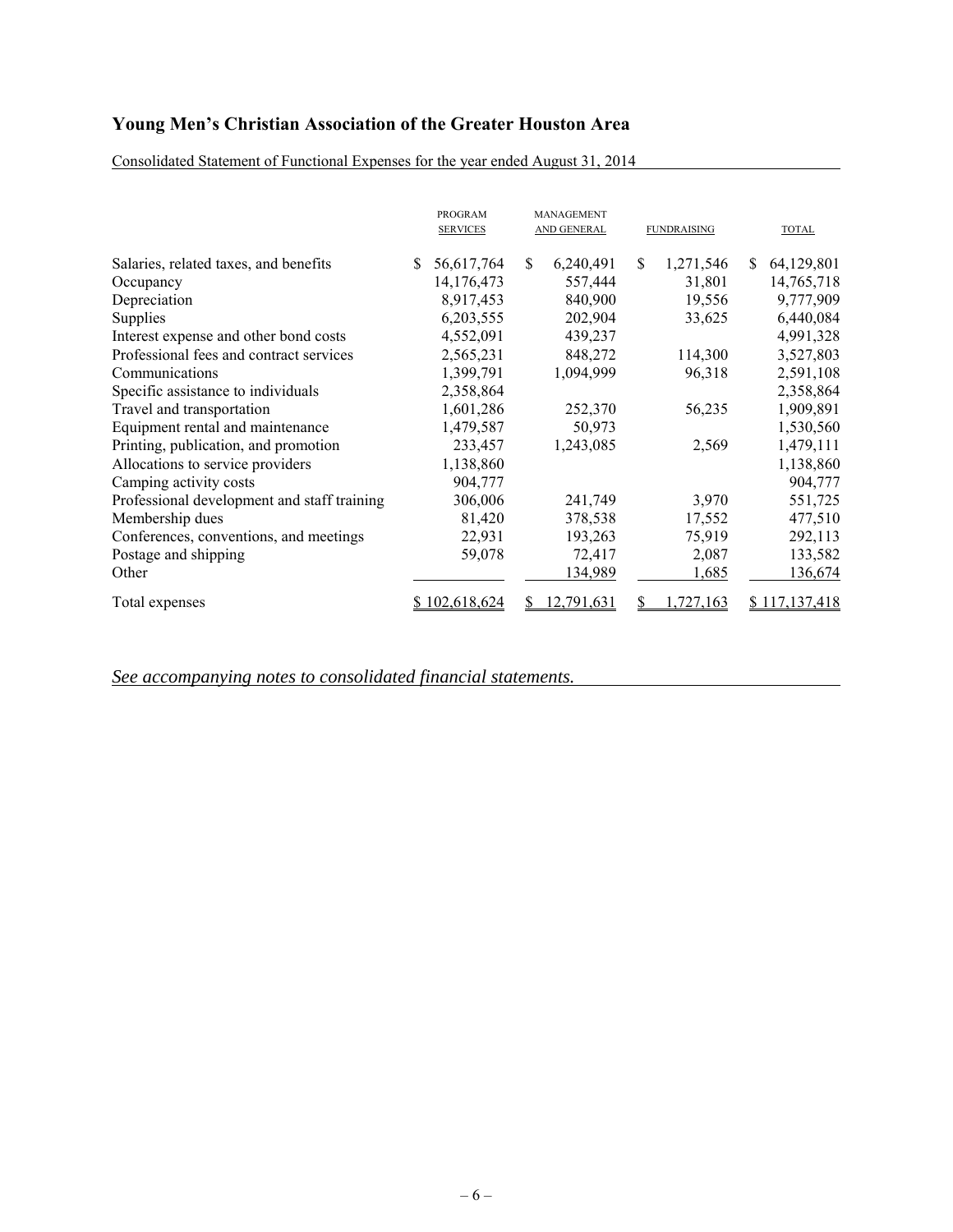# Young Men's Christian Association of the Greater Houston Area

Consolidated Statement of Functional Expenses for the year ended August 31, 2014

| | PROGRAM SERVICES | MANAGEMENT AND GENERAL | FUNDRAISING | TOTAL |
|---|---|---|---|---|
| Salaries, related taxes, and benefits | $ 56,617,764 | $ 6,240,491 | $ 1,271,546 | $ 64,129,801 |
| Occupancy | 14,176,473 | 557,444 | 31,801 | 14,765,718 |
| Depreciation | 8,917,453 | 840,900 | 19,556 | 9,777,909 |
| Supplies | 6,203,555 | 202,904 | 33,625 | 6,440,084 |
| Interest expense and other bond costs | 4,552,091 | 439,237 | | 4,991,328 |
| Professional fees and contract services | 2,565,231 | 848,272 | 114,300 | 3,527,803 |
| Communications | 1,399,791 | 1,094,999 | 96,318 | 2,591,108 |
| Specific assistance to individuals | 2,358,864 | | | 2,358,864 |
| Travel and transportation | 1,601,286 | 252,370 | 56,235 | 1,909,891 |
| Equipment rental and maintenance | 1,479,587 | 50,973 | | 1,530,560 |
| Printing, publication, and promotion | 233,457 | 1,243,085 | 2,569 | 1,479,111 |
| Allocations to service providers | 1,138,860 | | | 1,138,860 |
| Camping activity costs | 904,777 | | | 904,777 |
| Professional development and staff training | 306,006 | 241,749 | 3,970 | 551,725 |
| Membership dues | 81,420 | 378,538 | 17,552 | 477,510 |
| Conferences, conventions, and meetings | 22,931 | 193,263 | 75,919 | 292,113 |
| Postage and shipping | 59,078 | 72,417 | 2,087 | 133,582 |
| Other | | 134,989 | 1,685 | 136,674 |
| Total expenses | $ 102,618,624 | $ 12,791,631 | $ 1,727,163 | $ 117,137,418 |

*See accompanying notes to consolidated financial statements.*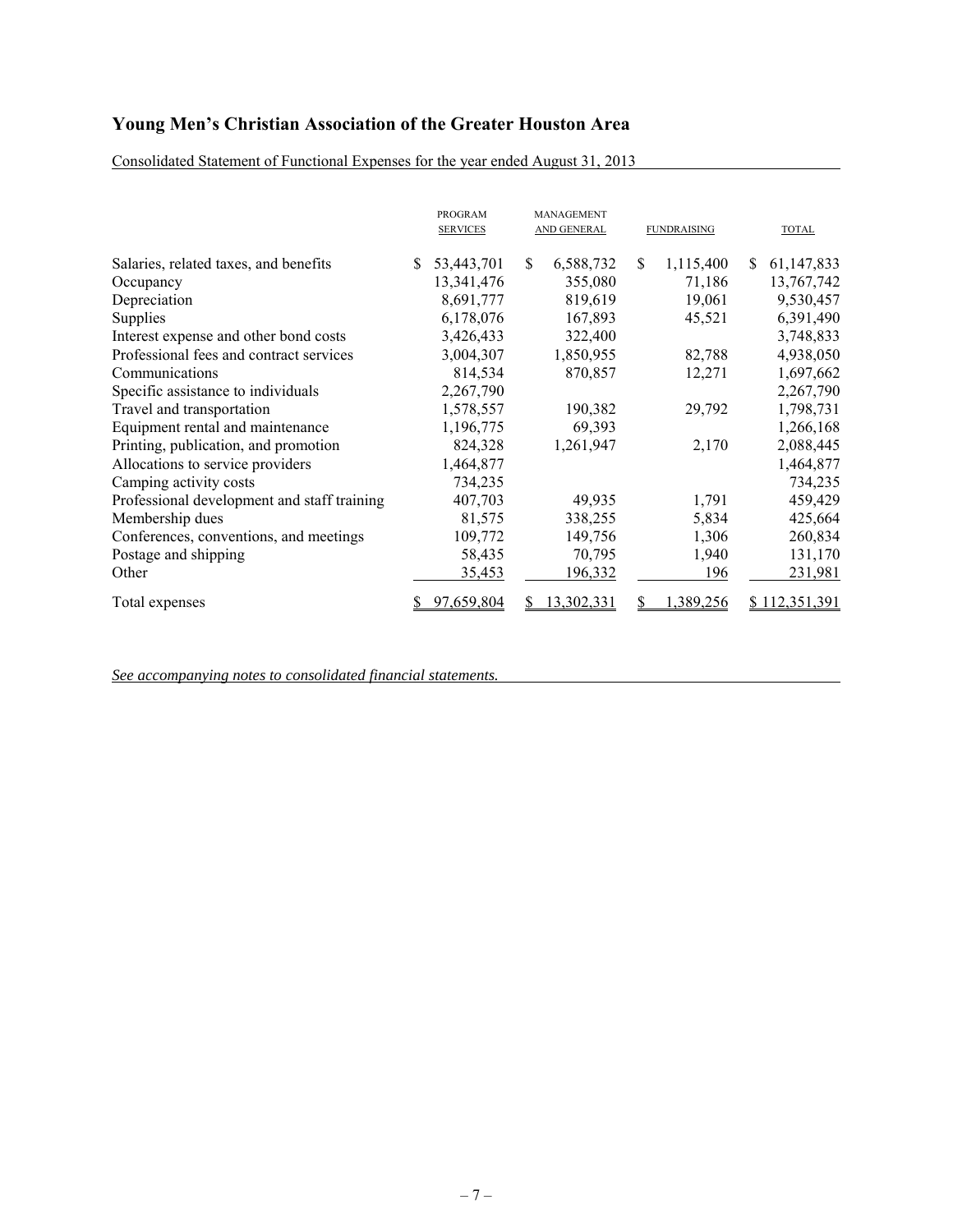# Young Men's Christian Association of the Greater Houston Area

Consolidated Statement of Functional Expenses for the year ended August 31, 2013

| | PROGRAM SERVICES | MANAGEMENT AND GENERAL | FUNDRAISING | TOTAL |
|---|---|---|---|---|
| Salaries, related taxes, and benefits | $ 53,443,701 | $ 6,588,732 | $ 1,115,400 | $ 61,147,833 |
| Occupancy | 13,341,476 | 355,080 | 71,186 | 13,767,742 |
| Depreciation | 8,691,777 | 819,619 | 19,061 | 9,530,457 |
| Supplies | 6,178,076 | 167,893 | 45,521 | 6,391,490 |
| Interest expense and other bond costs | 3,426,433 | 322,400 | | 3,748,833 |
| Professional fees and contract services | 3,004,307 | 1,850,955 | 82,788 | 4,938,050 |
| Communications | 814,534 | 870,857 | 12,271 | 1,697,662 |
| Specific assistance to individuals | 2,267,790 | | | 2,267,790 |
| Travel and transportation | 1,578,557 | 190,382 | 29,792 | 1,798,731 |
| Equipment rental and maintenance | 1,196,775 | 69,393 | | 1,266,168 |
| Printing, publication, and promotion | 824,328 | 1,261,947 | 2,170 | 2,088,445 |
| Allocations to service providers | 1,464,877 | | | 1,464,877 |
| Camping activity costs | 734,235 | | | 734,235 |
| Professional development and staff training | 407,703 | 49,935 | 1,791 | 459,429 |
| Membership dues | 81,575 | 338,255 | 5,834 | 425,664 |
| Conferences, conventions, and meetings | 109,772 | 149,756 | 1,306 | 260,834 |
| Postage and shipping | 58,435 | 70,795 | 1,940 | 131,170 |
| Other | 35,453 | 196,332 | 196 | 231,981 |
| Total expenses | $ 97,659,804 | $ 13,302,331 | $ 1,389,256 | $ 112,351,391 |

*See accompanying notes to consolidated financial statements.*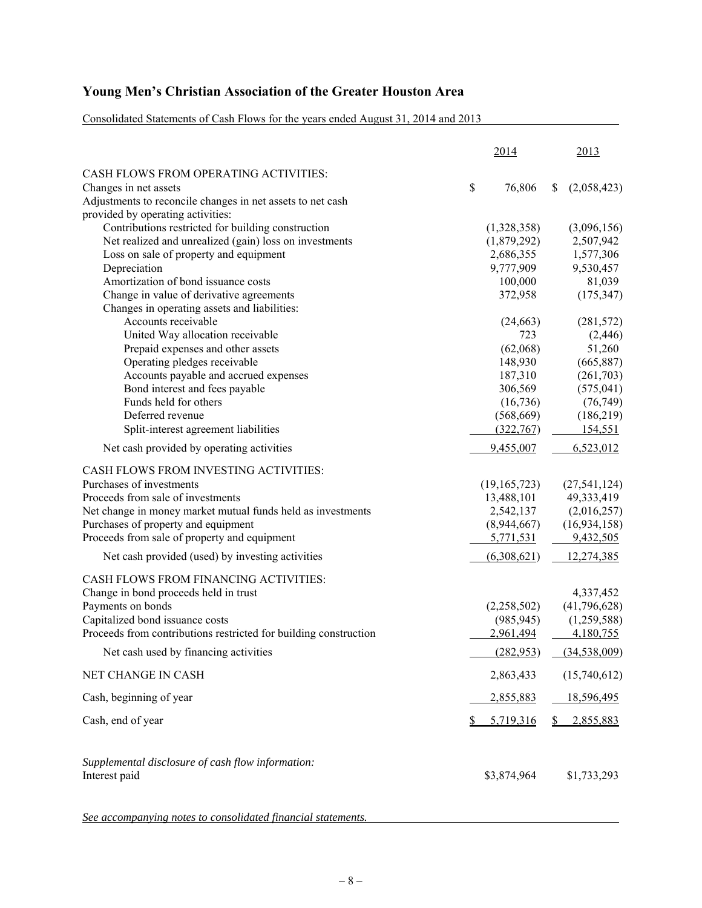# Young Men's Christian Association of the Greater Houston Area

Consolidated Statements of Cash Flows for the years ended August 31, 2014 and 2013

| | 2014 | 2013 |
|---|---|---|
| CASH FLOWS FROM OPERATING ACTIVITIES: | | |
| Changes in net assets | $ 76,806 | $ (2,058,423) |
| Adjustments to reconcile changes in net assets to net cash provided by operating activities: | | |
| Contributions restricted for building construction | (1,328,358) | (3,096,156) |
| Net realized and unrealized (gain) loss on investments | (1,879,292) | 2,507,942 |
| Loss on sale of property and equipment | 2,686,355 | 1,577,306 |
| Depreciation | 9,777,909 | 9,530,457 |
| Amortization of bond issuance costs | 100,000 | 81,039 |
| Change in value of derivative agreements | 372,958 | (175,347) |
| Changes in operating assets and liabilities: | | |
| Accounts receivable | (24,663) | (281,572) |
| United Way allocation receivable | 723 | (2,446) |
| Prepaid expenses and other assets | (62,068) | 51,260 |
| Operating pledges receivable | 148,930 | (665,887) |
| Accounts payable and accrued expenses | 187,310 | (261,703) |
| Bond interest and fees payable | 306,569 | (575,041) |
| Funds held for others | (16,736) | (76,749) |
| Deferred revenue | (568,669) | (186,219) |
| Split-interest agreement liabilities | (322,767) | 154,551 |
| Net cash provided by operating activities | 9,455,007 | 6,523,012 |
| CASH FLOWS FROM INVESTING ACTIVITIES: | | |
| Purchases of investments | (19,165,723) | (27,541,124) |
| Proceeds from sale of investments | 13,488,101 | 49,333,419 |
| Net change in money market mutual funds held as investments | 2,542,137 | (2,016,257) |
| Purchases of property and equipment | (8,944,667) | (16,934,158) |
| Proceeds from sale of property and equipment | 5,771,531 | 9,432,505 |
| Net cash provided (used) by investing activities | (6,308,621) | 12,274,385 |
| CASH FLOWS FROM FINANCING ACTIVITIES: | | |
| Change in bond proceeds held in trust | | 4,337,452 |
| Payments on bonds | (2,258,502) | (41,796,628) |
| Capitalized bond issuance costs | (985,945) | (1,259,588) |
| Proceeds from contributions restricted for building construction | 2,961,494 | 4,180,755 |
| Net cash used by financing activities | (282,953) | (34,538,009) |
| NET CHANGE IN CASH | 2,863,433 | (15,740,612) |
| Cash, beginning of year | 2,855,883 | 18,596,495 |
| Cash, end of year | $ 5,719,316 | $ 2,855,883 |

*Supplemental disclosure of cash flow information:*

| | 2014 | 2013 |
|---|---|---|
| Interest paid | $3,874,964 | $1,733,293 |

*See accompanying notes to consolidated financial statements.*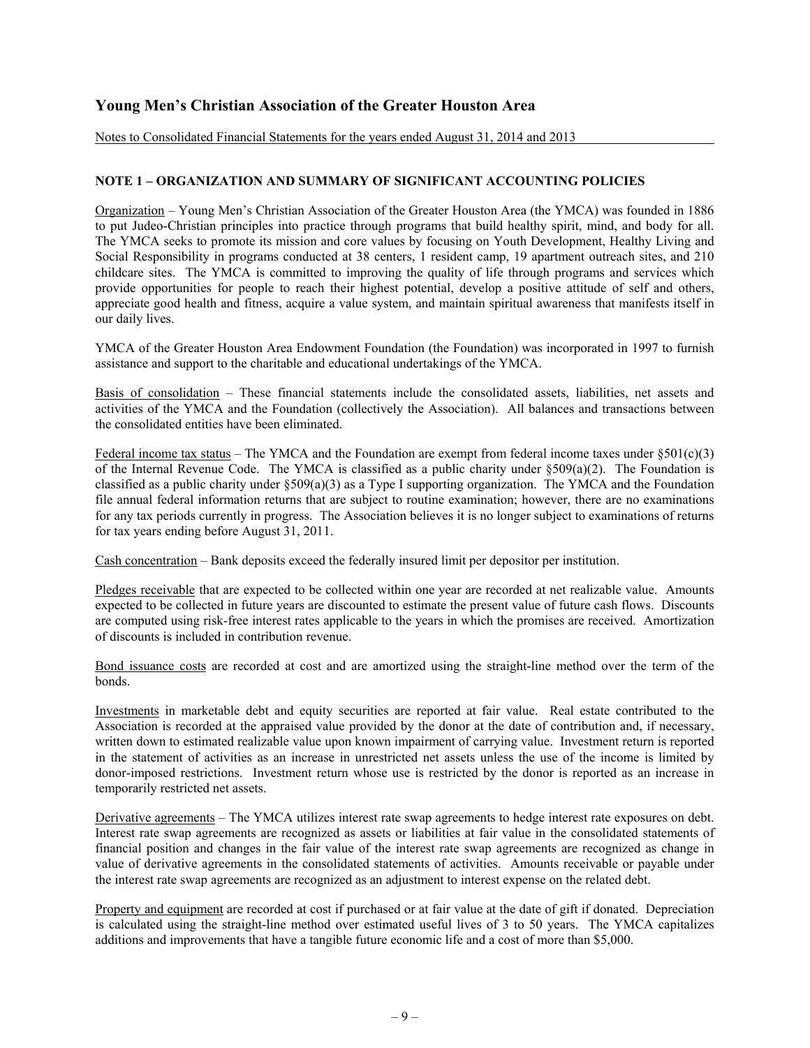# Young Men's Christian Association of the Greater Houston Area

Notes to Consolidated Financial Statements for the years ended August 31, 2014 and 2013

## NOTE 1 – ORGANIZATION AND SUMMARY OF SIGNIFICANT ACCOUNTING POLICIES

Organization – Young Men's Christian Association of the Greater Houston Area (the YMCA) was founded in 1886 to put Judeo-Christian principles into practice through programs that build healthy spirit, mind, and body for all. The YMCA seeks to promote its mission and core values by focusing on Youth Development, Healthy Living and Social Responsibility in programs conducted at 38 centers, 1 resident camp, 19 apartment outreach sites, and 210 childcare sites. The YMCA is committed to improving the quality of life through programs and services which provide opportunities for people to reach their highest potential, develop a positive attitude of self and others, appreciate good health and fitness, acquire a value system, and maintain spiritual awareness that manifests itself in our daily lives.

YMCA of the Greater Houston Area Endowment Foundation (the Foundation) was incorporated in 1997 to furnish assistance and support to the charitable and educational undertakings of the YMCA.

Basis of consolidation – These financial statements include the consolidated assets, liabilities, net assets and activities of the YMCA and the Foundation (collectively the Association). All balances and transactions between the consolidated entities have been eliminated.

Federal income tax status – The YMCA and the Foundation are exempt from federal income taxes under §501(c)(3) of the Internal Revenue Code. The YMCA is classified as a public charity under §509(a)(2). The Foundation is classified as a public charity under §509(a)(3) as a Type I supporting organization. The YMCA and the Foundation file annual federal information returns that are subject to routine examination; however, there are no examinations for any tax periods currently in progress. The Association believes it is no longer subject to examinations of returns for tax years ending before August 31, 2011.

Cash concentration – Bank deposits exceed the federally insured limit per depositor per institution.

Pledges receivable that are expected to be collected within one year are recorded at net realizable value. Amounts expected to be collected in future years are discounted to estimate the present value of future cash flows. Discounts are computed using risk-free interest rates applicable to the years in which the promises are received. Amortization of discounts is included in contribution revenue.

Bond issuance costs are recorded at cost and are amortized using the straight-line method over the term of the bonds.

Investments in marketable debt and equity securities are reported at fair value. Real estate contributed to the Association is recorded at the appraised value provided by the donor at the date of contribution and, if necessary, written down to estimated realizable value upon known impairment of carrying value. Investment return is reported in the statement of activities as an increase in unrestricted net assets unless the use of the income is limited by donor-imposed restrictions. Investment return whose use is restricted by the donor is reported as an increase in temporarily restricted net assets.

Derivative agreements – The YMCA utilizes interest rate swap agreements to hedge interest rate exposures on debt. Interest rate swap agreements are recognized as assets or liabilities at fair value in the consolidated statements of financial position and changes in the fair value of the interest rate swap agreements are recognized as change in value of derivative agreements in the consolidated statements of activities. Amounts receivable or payable under the interest rate swap agreements are recognized as an adjustment to interest expense on the related debt.

Property and equipment are recorded at cost if purchased or at fair value at the date of gift if donated. Depreciation is calculated using the straight-line method over estimated useful lives of 3 to 50 years. The YMCA capitalizes additions and improvements that have a tangible future economic life and a cost of more than $5,000.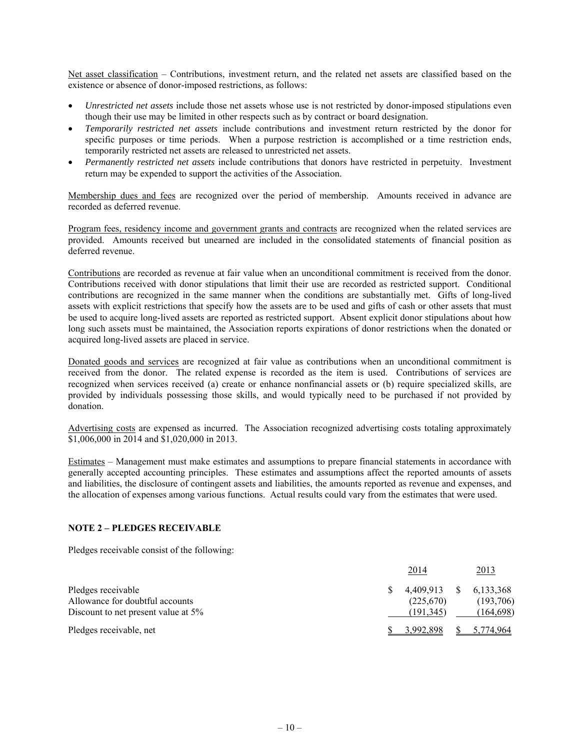Net asset classification – Contributions, investment return, and the related net assets are classified based on the existence or absence of donor-imposed restrictions, as follows:

- *Unrestricted net assets* include those net assets whose use is not restricted by donor-imposed stipulations even though their use may be limited in other respects such as by contract or board designation.
- *Temporarily restricted net assets* include contributions and investment return restricted by the donor for specific purposes or time periods. When a purpose restriction is accomplished or a time restriction ends, temporarily restricted net assets are released to unrestricted net assets.
- *Permanently restricted net assets* include contributions that donors have restricted in perpetuity. Investment return may be expended to support the activities of the Association.

Membership dues and fees are recognized over the period of membership. Amounts received in advance are recorded as deferred revenue.

Program fees, residency income and government grants and contracts are recognized when the related services are provided. Amounts received but unearned are included in the consolidated statements of financial position as deferred revenue.

Contributions are recorded as revenue at fair value when an unconditional commitment is received from the donor. Contributions received with donor stipulations that limit their use are recorded as restricted support. Conditional contributions are recognized in the same manner when the conditions are substantially met. Gifts of long-lived assets with explicit restrictions that specify how the assets are to be used and gifts of cash or other assets that must be used to acquire long-lived assets are reported as restricted support. Absent explicit donor stipulations about how long such assets must be maintained, the Association reports expirations of donor restrictions when the donated or acquired long-lived assets are placed in service.

Donated goods and services are recognized at fair value as contributions when an unconditional commitment is received from the donor. The related expense is recorded as the item is used. Contributions of services are recognized when services received (a) create or enhance nonfinancial assets or (b) require specialized skills, are provided by individuals possessing those skills, and would typically need to be purchased if not provided by donation.

Advertising costs are expensed as incurred. The Association recognized advertising costs totaling approximately $1,006,000 in 2014 and $1,020,000 in 2013.

Estimates – Management must make estimates and assumptions to prepare financial statements in accordance with generally accepted accounting principles. These estimates and assumptions affect the reported amounts of assets and liabilities, the disclosure of contingent assets and liabilities, the amounts reported as revenue and expenses, and the allocation of expenses among various functions. Actual results could vary from the estimates that were used.

## NOTE 2 – PLEDGES RECEIVABLE

Pledges receivable consist of the following:

| | 2014 | 2013 |
|---|---|---|
| Pledges receivable | $ 4,409,913 | $ 6,133,368 |
| Allowance for doubtful accounts | (225,670) | (193,706) |
| Discount to net present value at 5% | (191,345) | (164,698) |
| Pledges receivable, net | $ 3,992,898 | $ 5,774,964 |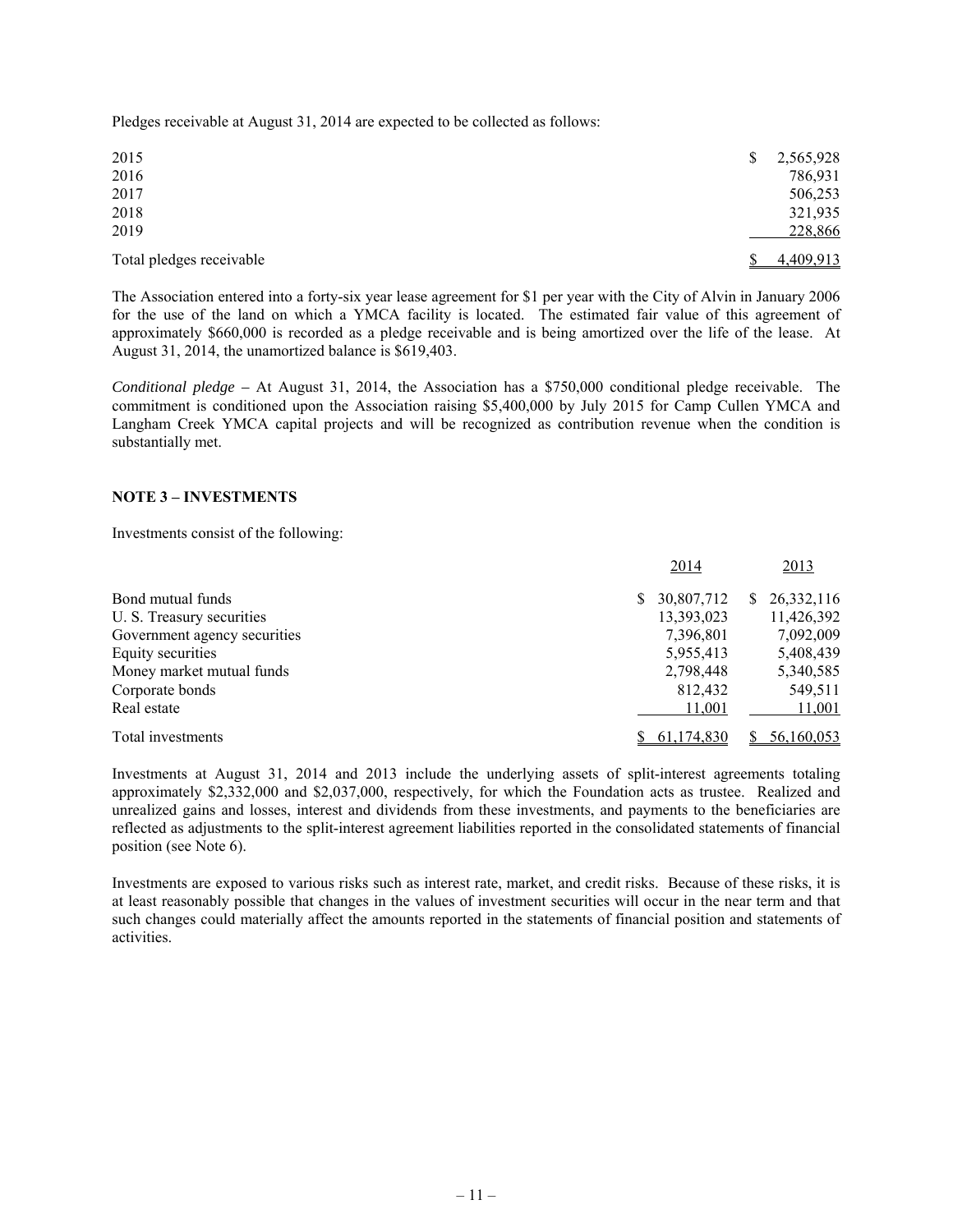Pledges receivable at August 31, 2014 are expected to be collected as follows:

| | |
|---|---|
| 2015 | $ 2,565,928 |
| 2016 | 786,931 |
| 2017 | 506,253 |
| 2018 | 321,935 |
| 2019 | 228,866 |
| Total pledges receivable | $ 4,409,913 |

The Association entered into a forty-six year lease agreement for $1 per year with the City of Alvin in January 2006 for the use of the land on which a YMCA facility is located. The estimated fair value of this agreement of approximately $660,000 is recorded as a pledge receivable and is being amortized over the life of the lease. At August 31, 2014, the unamortized balance is $619,403.

*Conditional pledge* – At August 31, 2014, the Association has a $750,000 conditional pledge receivable. The commitment is conditioned upon the Association raising $5,400,000 by July 2015 for Camp Cullen YMCA and Langham Creek YMCA capital projects and will be recognized as contribution revenue when the condition is substantially met.

**NOTE 3 – INVESTMENTS**

Investments consist of the following:

| | 2014 | 2013 |
|---|---|---|
| Bond mutual funds | $ 30,807,712 | $ 26,332,116 |
| U. S. Treasury securities | 13,393,023 | 11,426,392 |
| Government agency securities | 7,396,801 | 7,092,009 |
| Equity securities | 5,955,413 | 5,408,439 |
| Money market mutual funds | 2,798,448 | 5,340,585 |
| Corporate bonds | 812,432 | 549,511 |
| Real estate | 11,001 | 11,001 |
| Total investments | $ 61,174,830 | $ 56,160,053 |

Investments at August 31, 2014 and 2013 include the underlying assets of split-interest agreements totaling approximately $2,332,000 and $2,037,000, respectively, for which the Foundation acts as trustee. Realized and unrealized gains and losses, interest and dividends from these investments, and payments to the beneficiaries are reflected as adjustments to the split-interest agreement liabilities reported in the consolidated statements of financial position (see Note 6).

Investments are exposed to various risks such as interest rate, market, and credit risks. Because of these risks, it is at least reasonably possible that changes in the values of investment securities will occur in the near term and that such changes could materially affect the amounts reported in the statements of financial position and statements of activities.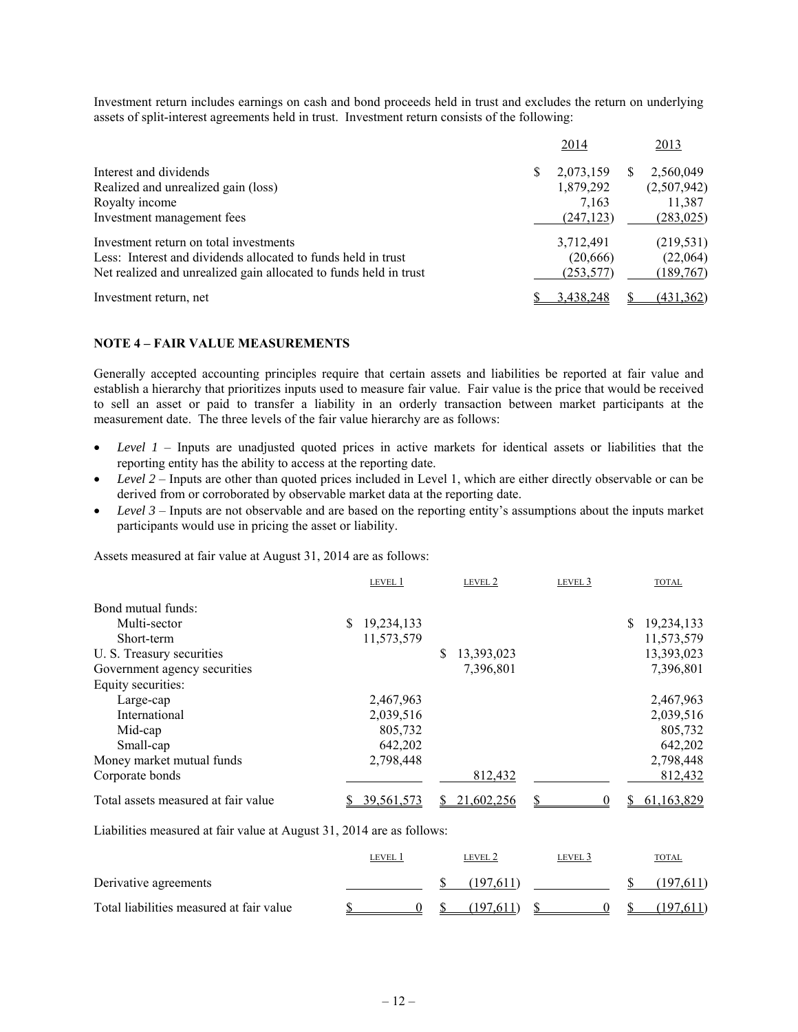Investment return includes earnings on cash and bond proceeds held in trust and excludes the return on underlying assets of split-interest agreements held in trust. Investment return consists of the following:

| | 2014 | 2013 |
|---|---|---|
| Interest and dividends | $ 2,073,159 | $ 2,560,049 |
| Realized and unrealized gain (loss) | 1,879,292 | (2,507,942) |
| Royalty income | 7,163 | 11,387 |
| Investment management fees | (247,123) | (283,025) |
| Investment return on total investments | 3,712,491 | (219,531) |
| Less: Interest and dividends allocated to funds held in trust | (20,666) | (22,064) |
| Net realized and unrealized gain allocated to funds held in trust | (253,577) | (189,767) |
| Investment return, net | $ 3,438,248 | $ (431,362) |

## NOTE 4 – FAIR VALUE MEASUREMENTS

Generally accepted accounting principles require that certain assets and liabilities be reported at fair value and establish a hierarchy that prioritizes inputs used to measure fair value. Fair value is the price that would be received to sell an asset or paid to transfer a liability in an orderly transaction between market participants at the measurement date. The three levels of the fair value hierarchy are as follows:

- *Level 1* – Inputs are unadjusted quoted prices in active markets for identical assets or liabilities that the reporting entity has the ability to access at the reporting date.
- *Level 2* – Inputs are other than quoted prices included in Level 1, which are either directly observable or can be derived from or corroborated by observable market data at the reporting date.
- *Level 3* – Inputs are not observable and are based on the reporting entity's assumptions about the inputs market participants would use in pricing the asset or liability.

Assets measured at fair value at August 31, 2014 are as follows:

| | LEVEL 1 | LEVEL 2 | LEVEL 3 | TOTAL |
|---|---|---|---|---|
| Bond mutual funds: | | | | |
| Multi-sector | $ 19,234,133 | | | $ 19,234,133 |
| Short-term | 11,573,579 | | | 11,573,579 |
| U. S. Treasury securities | | $ 13,393,023 | | 13,393,023 |
| Government agency securities | | 7,396,801 | | 7,396,801 |
| Equity securities: | | | | |
| Large-cap | 2,467,963 | | | 2,467,963 |
| International | 2,039,516 | | | 2,039,516 |
| Mid-cap | 805,732 | | | 805,732 |
| Small-cap | 642,202 | | | 642,202 |
| Money market mutual funds | 2,798,448 | | | 2,798,448 |
| Corporate bonds | | 812,432 | | 812,432 |
| Total assets measured at fair value | $ 39,561,573 | $ 21,602,256 | $ 0 | $ 61,163,829 |

Liabilities measured at fair value at August 31, 2014 are as follows:

| | LEVEL 1 | LEVEL 2 | LEVEL 3 | TOTAL |
|---|---|---|---|---|
| Derivative agreements | | $ (197,611) | | $ (197,611) |
| Total liabilities measured at fair value | $ 0 | $ (197,611) | $ 0 | $ (197,611) |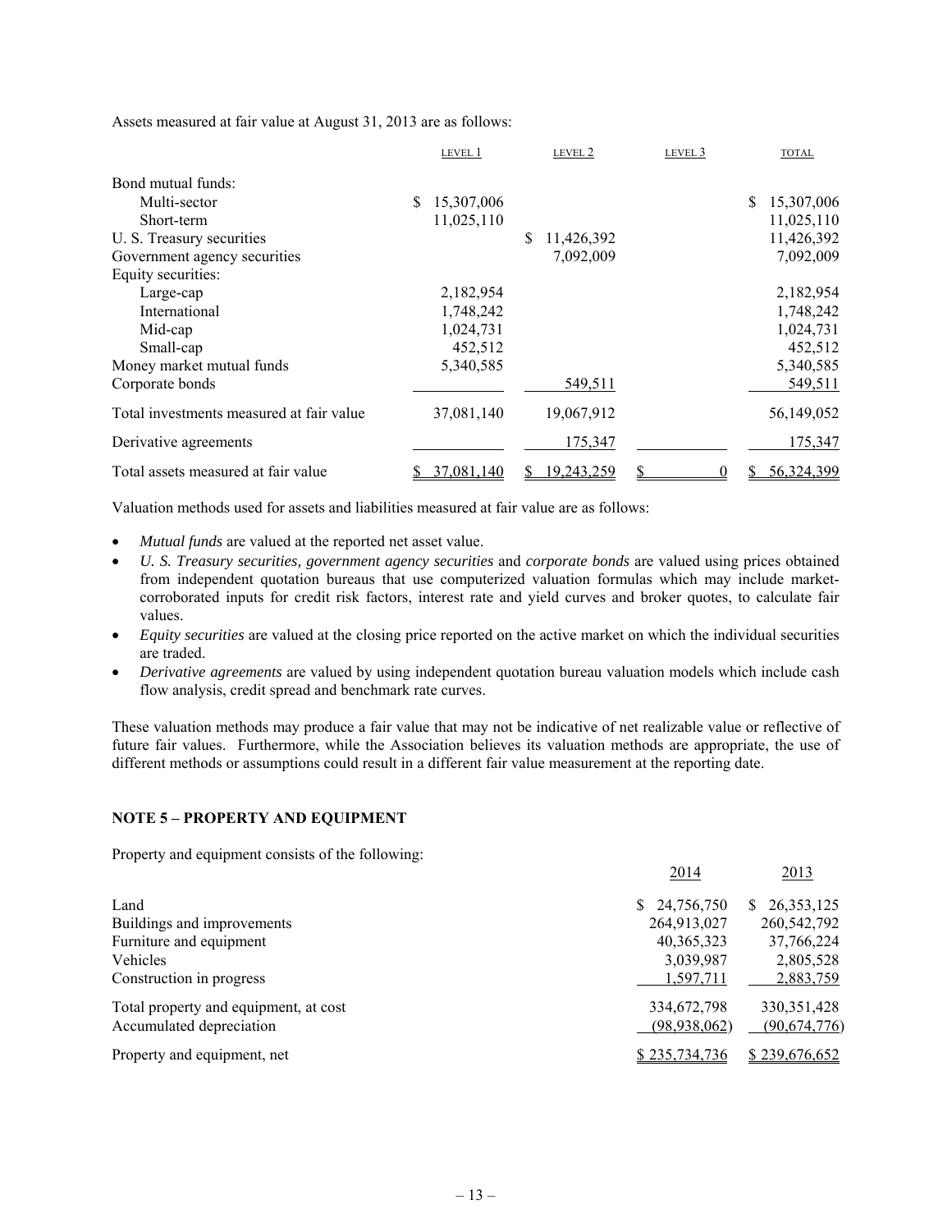Assets measured at fair value at August 31, 2013 are as follows:

| | LEVEL 1 | LEVEL 2 | LEVEL 3 | TOTAL |
|---|---|---|---|---|
| Bond mutual funds: | | | | |
| Multi-sector | $ 15,307,006 | | | $ 15,307,006 |
| Short-term | 11,025,110 | | | 11,025,110 |
| U. S. Treasury securities | | $ 11,426,392 | | 11,426,392 |
| Government agency securities | | 7,092,009 | | 7,092,009 |
| Equity securities: | | | | |
| Large-cap | 2,182,954 | | | 2,182,954 |
| International | 1,748,242 | | | 1,748,242 |
| Mid-cap | 1,024,731 | | | 1,024,731 |
| Small-cap | 452,512 | | | 452,512 |
| Money market mutual funds | 5,340,585 | | | 5,340,585 |
| Corporate bonds | | 549,511 | | 549,511 |
| Total investments measured at fair value | 37,081,140 | 19,067,912 | | 56,149,052 |
| Derivative agreements | | 175,347 | | 175,347 |
| Total assets measured at fair value | $ 37,081,140 | $ 19,243,259 | $ 0 | $ 56,324,399 |

Valuation methods used for assets and liabilities measured at fair value are as follows:

- *Mutual funds* are valued at the reported net asset value.
- *U. S. Treasury securities, government agency securities* and *corporate bonds* are valued using prices obtained from independent quotation bureaus that use computerized valuation formulas which may include market-corroborated inputs for credit risk factors, interest rate and yield curves and broker quotes, to calculate fair values.
- *Equity securities* are valued at the closing price reported on the active market on which the individual securities are traded.
- *Derivative agreements* are valued by using independent quotation bureau valuation models which include cash flow analysis, credit spread and benchmark rate curves.

These valuation methods may produce a fair value that may not be indicative of net realizable value or reflective of future fair values. Furthermore, while the Association believes its valuation methods are appropriate, the use of different methods or assumptions could result in a different fair value measurement at the reporting date.

**NOTE 5 – PROPERTY AND EQUIPMENT**

Property and equipment consists of the following:

| | 2014 | 2013 |
|---|---|---|
| Land | $ 24,756,750 | $ 26,353,125 |
| Buildings and improvements | 264,913,027 | 260,542,792 |
| Furniture and equipment | 40,365,323 | 37,766,224 |
| Vehicles | 3,039,987 | 2,805,528 |
| Construction in progress | 1,597,711 | 2,883,759 |
| Total property and equipment, at cost | 334,672,798 | 330,351,428 |
| Accumulated depreciation | (98,938,062) | (90,674,776) |
| Property and equipment, net | $ 235,734,736 | $ 239,676,652 |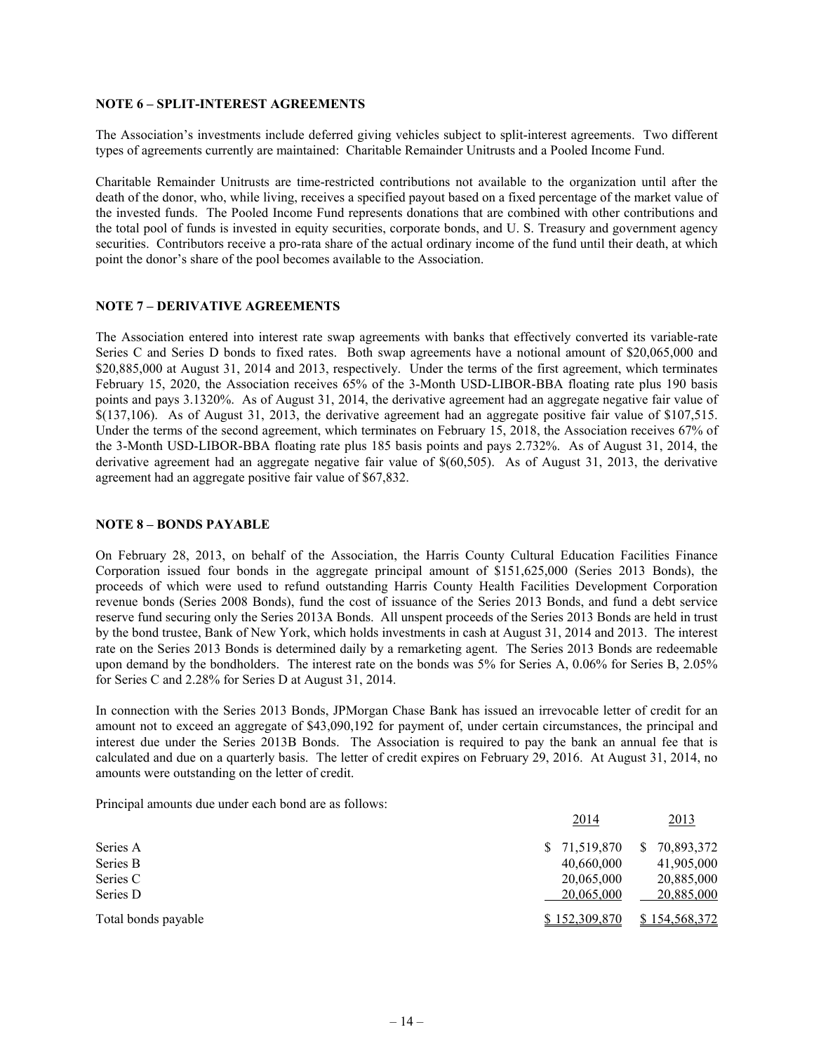## NOTE 6 – SPLIT-INTEREST AGREEMENTS

The Association's investments include deferred giving vehicles subject to split-interest agreements. Two different types of agreements currently are maintained: Charitable Remainder Unitrusts and a Pooled Income Fund.

Charitable Remainder Unitrusts are time-restricted contributions not available to the organization until after the death of the donor, who, while living, receives a specified payout based on a fixed percentage of the market value of the invested funds. The Pooled Income Fund represents donations that are combined with other contributions and the total pool of funds is invested in equity securities, corporate bonds, and U. S. Treasury and government agency securities. Contributors receive a pro-rata share of the actual ordinary income of the fund until their death, at which point the donor's share of the pool becomes available to the Association.

## NOTE 7 – DERIVATIVE AGREEMENTS

The Association entered into interest rate swap agreements with banks that effectively converted its variable-rate Series C and Series D bonds to fixed rates. Both swap agreements have a notional amount of $20,065,000 and $20,885,000 at August 31, 2014 and 2013, respectively. Under the terms of the first agreement, which terminates February 15, 2020, the Association receives 65% of the 3-Month USD-LIBOR-BBA floating rate plus 190 basis points and pays 3.1320%. As of August 31, 2014, the derivative agreement had an aggregate negative fair value of $(137,106). As of August 31, 2013, the derivative agreement had an aggregate positive fair value of $107,515. Under the terms of the second agreement, which terminates on February 15, 2018, the Association receives 67% of the 3-Month USD-LIBOR-BBA floating rate plus 185 basis points and pays 2.732%. As of August 31, 2014, the derivative agreement had an aggregate negative fair value of $(60,505). As of August 31, 2013, the derivative agreement had an aggregate positive fair value of $67,832.

## NOTE 8 – BONDS PAYABLE

On February 28, 2013, on behalf of the Association, the Harris County Cultural Education Facilities Finance Corporation issued four bonds in the aggregate principal amount of $151,625,000 (Series 2013 Bonds), the proceeds of which were used to refund outstanding Harris County Health Facilities Development Corporation revenue bonds (Series 2008 Bonds), fund the cost of issuance of the Series 2013 Bonds, and fund a debt service reserve fund securing only the Series 2013A Bonds. All unspent proceeds of the Series 2013 Bonds are held in trust by the bond trustee, Bank of New York, which holds investments in cash at August 31, 2014 and 2013. The interest rate on the Series 2013 Bonds is determined daily by a remarketing agent. The Series 2013 Bonds are redeemable upon demand by the bondholders. The interest rate on the bonds was 5% for Series A, 0.06% for Series B, 2.05% for Series C and 2.28% for Series D at August 31, 2014.

In connection with the Series 2013 Bonds, JPMorgan Chase Bank has issued an irrevocable letter of credit for an amount not to exceed an aggregate of $43,090,192 for payment of, under certain circumstances, the principal and interest due under the Series 2013B Bonds. The Association is required to pay the bank an annual fee that is calculated and due on a quarterly basis. The letter of credit expires on February 29, 2016. At August 31, 2014, no amounts were outstanding on the letter of credit.

Principal amounts due under each bond are as follows:

| | 2014 | 2013 |
|---|---|---|
| Series A | $ 71,519,870 | $ 70,893,372 |
| Series B | 40,660,000 | 41,905,000 |
| Series C | 20,065,000 | 20,885,000 |
| Series D | 20,065,000 | 20,885,000 |
| Total bonds payable | $ 152,309,870 | $ 154,568,372 |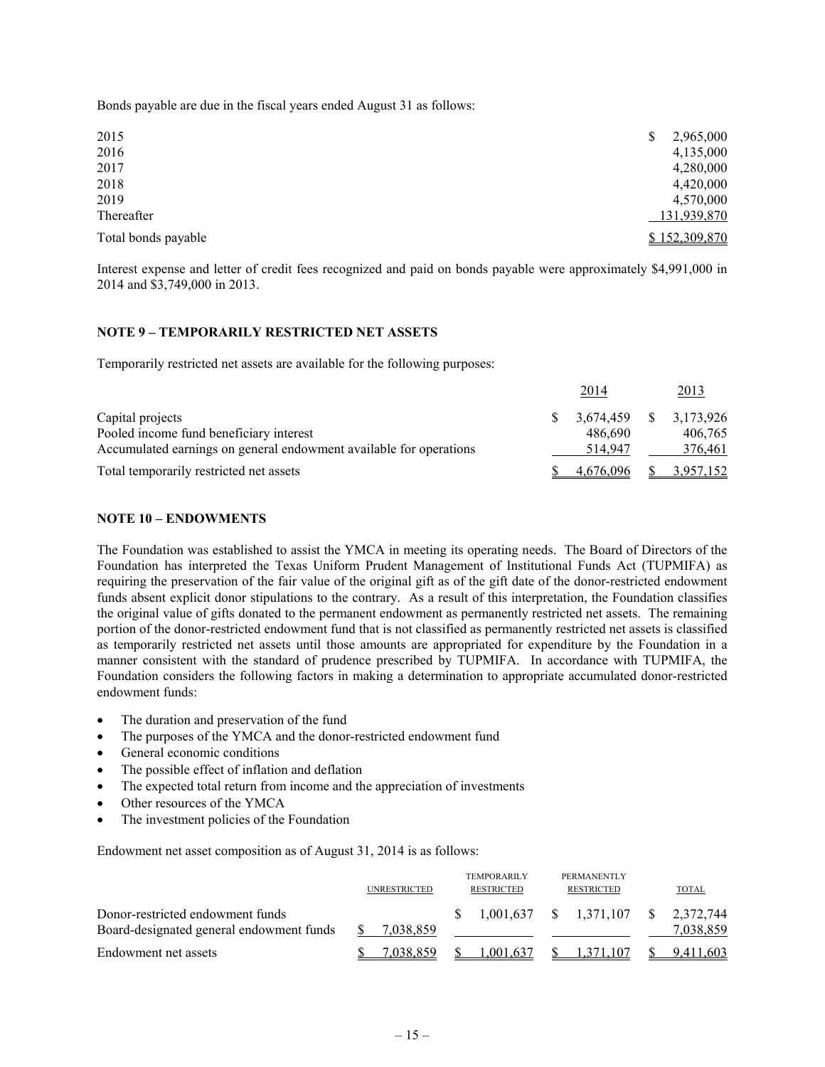Bonds payable are due in the fiscal years ended August 31 as follows:

| | |
|---|---|
| 2015 | $ 2,965,000 |
| 2016 | 4,135,000 |
| 2017 | 4,280,000 |
| 2018 | 4,420,000 |
| 2019 | 4,570,000 |
| Thereafter | 131,939,870 |
| Total bonds payable | $ 152,309,870 |

Interest expense and letter of credit fees recognized and paid on bonds payable were approximately $4,991,000 in 2014 and $3,749,000 in 2013.

**NOTE 9 – TEMPORARILY RESTRICTED NET ASSETS**

Temporarily restricted net assets are available for the following purposes:

| | 2014 | 2013 |
|---|---|---|
| Capital projects | $ 3,674,459 | $ 3,173,926 |
| Pooled income fund beneficiary interest | 486,690 | 406,765 |
| Accumulated earnings on general endowment available for operations | 514,947 | 376,461 |
| Total temporarily restricted net assets | $ 4,676,096 | $ 3,957,152 |

**NOTE 10 – ENDOWMENTS**

The Foundation was established to assist the YMCA in meeting its operating needs. The Board of Directors of the Foundation has interpreted the Texas Uniform Prudent Management of Institutional Funds Act (TUPMIFA) as requiring the preservation of the fair value of the original gift as of the gift date of the donor-restricted endowment funds absent explicit donor stipulations to the contrary. As a result of this interpretation, the Foundation classifies the original value of gifts donated to the permanent endowment as permanently restricted net assets. The remaining portion of the donor-restricted endowment fund that is not classified as permanently restricted net assets is classified as temporarily restricted net assets until those amounts are appropriated for expenditure by the Foundation in a manner consistent with the standard of prudence prescribed by TUPMIFA. In accordance with TUPMIFA, the Foundation considers the following factors in making a determination to appropriate accumulated donor-restricted endowment funds:

- The duration and preservation of the fund
- The purposes of the YMCA and the donor-restricted endowment fund
- General economic conditions
- The possible effect of inflation and deflation
- The expected total return from income and the appreciation of investments
- Other resources of the YMCA
- The investment policies of the Foundation

Endowment net asset composition as of August 31, 2014 is as follows:

| | UNRESTRICTED | TEMPORARILY RESTRICTED | PERMANENTLY RESTRICTED | TOTAL |
|---|---|---|---|---|
| Donor-restricted endowment funds | | $ 1,001,637 | $ 1,371,107 | $ 2,372,744 |
| Board-designated general endowment funds | $ 7,038,859 | | | 7,038,859 |
| Endowment net assets | $ 7,038,859 | $ 1,001,637 | $ 1,371,107 | $ 9,411,603 |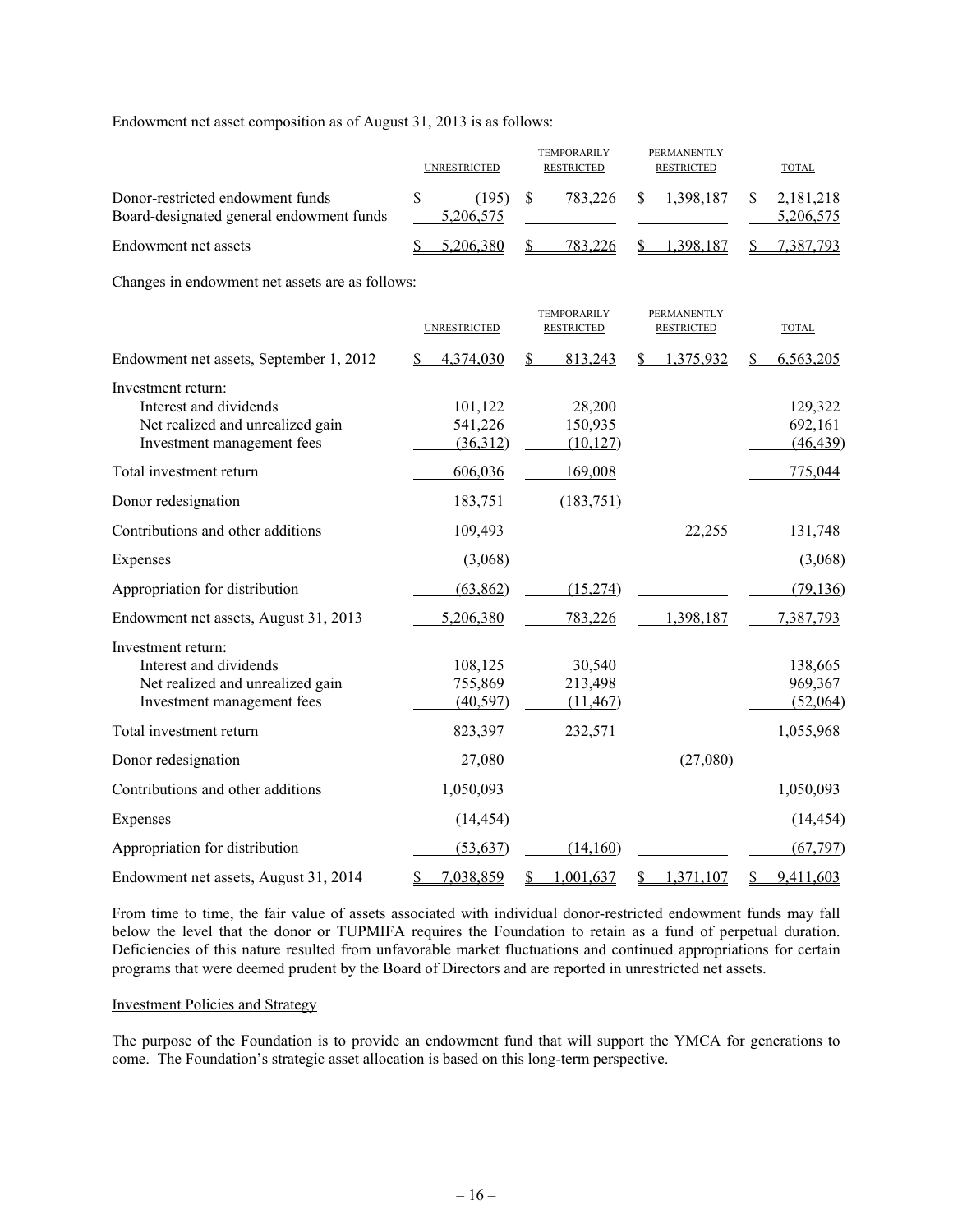Endowment net asset composition as of August 31, 2013 is as follows:

| | UNRESTRICTED | TEMPORARILY RESTRICTED | PERMANENTLY RESTRICTED | TOTAL |
|---|---|---|---|---|
| Donor-restricted endowment funds | $ (195) | $ 783,226 | $ 1,398,187 | $ 2,181,218 |
| Board-designated general endowment funds | 5,206,575 | | | 5,206,575 |
| Endowment net assets | $ 5,206,380 | $ 783,226 | $ 1,398,187 | $ 7,387,793 |

Changes in endowment net assets are as follows:

| | UNRESTRICTED | TEMPORARILY RESTRICTED | PERMANENTLY RESTRICTED | TOTAL |
|---|---|---|---|---|
| Endowment net assets, September 1, 2012 | $ 4,374,030 | $ 813,243 | $ 1,375,932 | $ 6,563,205 |
| Investment return: | | | | |
| Interest and dividends | 101,122 | 28,200 | | 129,322 |
| Net realized and unrealized gain | 541,226 | 150,935 | | 692,161 |
| Investment management fees | (36,312) | (10,127) | | (46,439) |
| Total investment return | 606,036 | 169,008 | | 775,044 |
| Donor redesignation | 183,751 | (183,751) | | |
| Contributions and other additions | 109,493 | | 22,255 | 131,748 |
| Expenses | (3,068) | | | (3,068) |
| Appropriation for distribution | (63,862) | (15,274) | | (79,136) |
| Endowment net assets, August 31, 2013 | 5,206,380 | 783,226 | 1,398,187 | 7,387,793 |
| Investment return: | | | | |
| Interest and dividends | 108,125 | 30,540 | | 138,665 |
| Net realized and unrealized gain | 755,869 | 213,498 | | 969,367 |
| Investment management fees | (40,597) | (11,467) | | (52,064) |
| Total investment return | 823,397 | 232,571 | | 1,055,968 |
| Donor redesignation | 27,080 | | (27,080) | |
| Contributions and other additions | 1,050,093 | | | 1,050,093 |
| Expenses | (14,454) | | | (14,454) |
| Appropriation for distribution | (53,637) | (14,160) | | (67,797) |
| Endowment net assets, August 31, 2014 | $ 7,038,859 | $ 1,001,637 | $ 1,371,107 | $ 9,411,603 |

From time to time, the fair value of assets associated with individual donor-restricted endowment funds may fall below the level that the donor or TUPMIFA requires the Foundation to retain as a fund of perpetual duration. Deficiencies of this nature resulted from unfavorable market fluctuations and continued appropriations for certain programs that were deemed prudent by the Board of Directors and are reported in unrestricted net assets.

Investment Policies and Strategy

The purpose of the Foundation is to provide an endowment fund that will support the YMCA for generations to come. The Foundation's strategic asset allocation is based on this long-term perspective.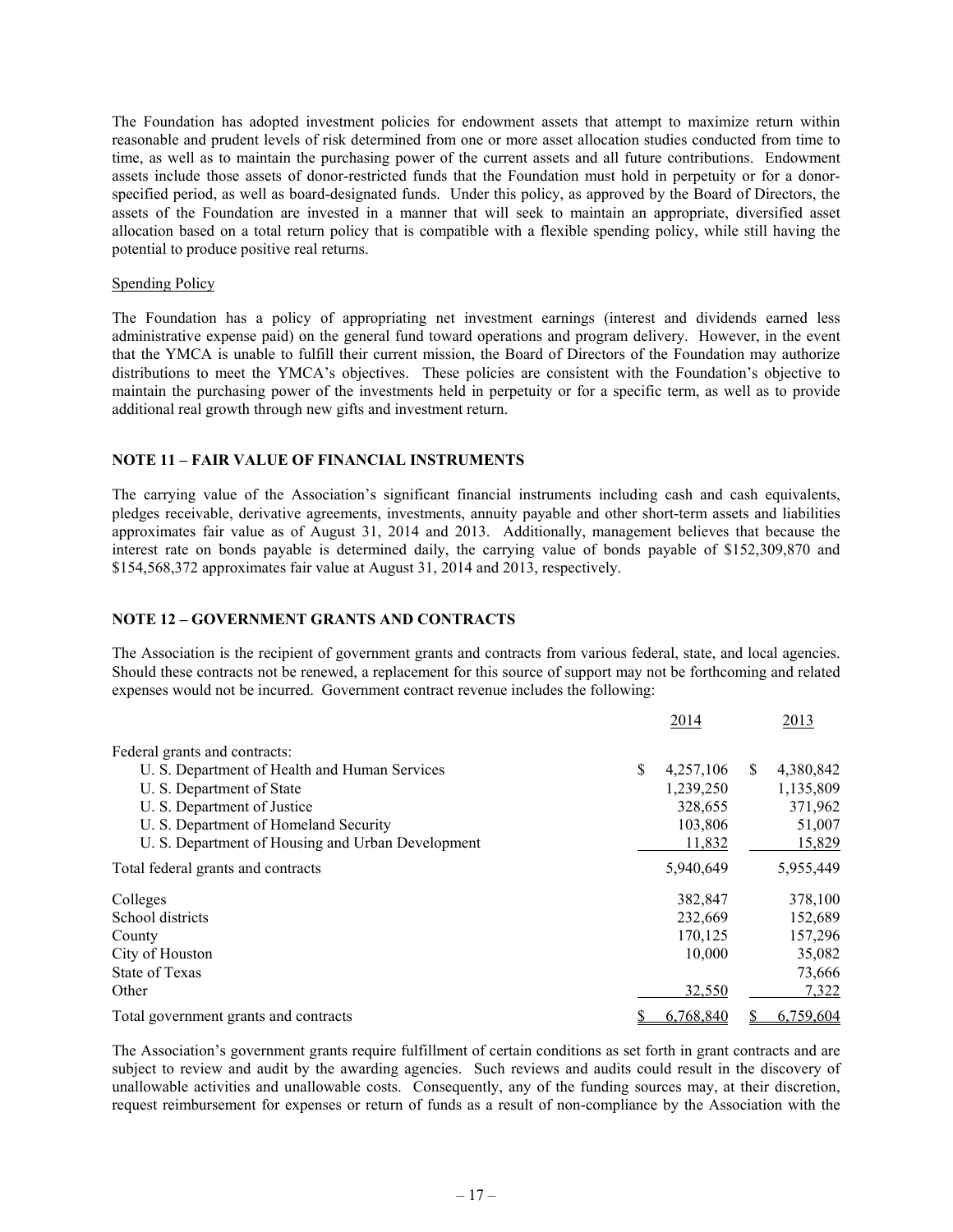The Foundation has adopted investment policies for endowment assets that attempt to maximize return within reasonable and prudent levels of risk determined from one or more asset allocation studies conducted from time to time, as well as to maintain the purchasing power of the current assets and all future contributions. Endowment assets include those assets of donor-restricted funds that the Foundation must hold in perpetuity or for a donor-specified period, as well as board-designated funds. Under this policy, as approved by the Board of Directors, the assets of the Foundation are invested in a manner that will seek to maintain an appropriate, diversified asset allocation based on a total return policy that is compatible with a flexible spending policy, while still having the potential to produce positive real returns.

Spending Policy

The Foundation has a policy of appropriating net investment earnings (interest and dividends earned less administrative expense paid) on the general fund toward operations and program delivery. However, in the event that the YMCA is unable to fulfill their current mission, the Board of Directors of the Foundation may authorize distributions to meet the YMCA's objectives. These policies are consistent with the Foundation's objective to maintain the purchasing power of the investments held in perpetuity or for a specific term, as well as to provide additional real growth through new gifts and investment return.

## NOTE 11 – FAIR VALUE OF FINANCIAL INSTRUMENTS

The carrying value of the Association's significant financial instruments including cash and cash equivalents, pledges receivable, derivative agreements, investments, annuity payable and other short-term assets and liabilities approximates fair value as of August 31, 2014 and 2013. Additionally, management believes that because the interest rate on bonds payable is determined daily, the carrying value of bonds payable of $152,309,870 and $154,568,372 approximates fair value at August 31, 2014 and 2013, respectively.

## NOTE 12 – GOVERNMENT GRANTS AND CONTRACTS

The Association is the recipient of government grants and contracts from various federal, state, and local agencies. Should these contracts not be renewed, a replacement for this source of support may not be forthcoming and related expenses would not be incurred. Government contract revenue includes the following:

| | 2014 | 2013 |
|---|---|---|
| Federal grants and contracts: | | |
| U. S. Department of Health and Human Services | $ 4,257,106 | $ 4,380,842 |
| U. S. Department of State | 1,239,250 | 1,135,809 |
| U. S. Department of Justice | 328,655 | 371,962 |
| U. S. Department of Homeland Security | 103,806 | 51,007 |
| U. S. Department of Housing and Urban Development | 11,832 | 15,829 |
| Total federal grants and contracts | 5,940,649 | 5,955,449 |
| Colleges | 382,847 | 378,100 |
| School districts | 232,669 | 152,689 |
| County | 170,125 | 157,296 |
| City of Houston | 10,000 | 35,082 |
| State of Texas | | 73,666 |
| Other | 32,550 | 7,322 |
| Total government grants and contracts | $ 6,768,840 | $ 6,759,604 |

The Association's government grants require fulfillment of certain conditions as set forth in grant contracts and are subject to review and audit by the awarding agencies. Such reviews and audits could result in the discovery of unallowable activities and unallowable costs. Consequently, any of the funding sources may, at their discretion, request reimbursement for expenses or return of funds as a result of non-compliance by the Association with the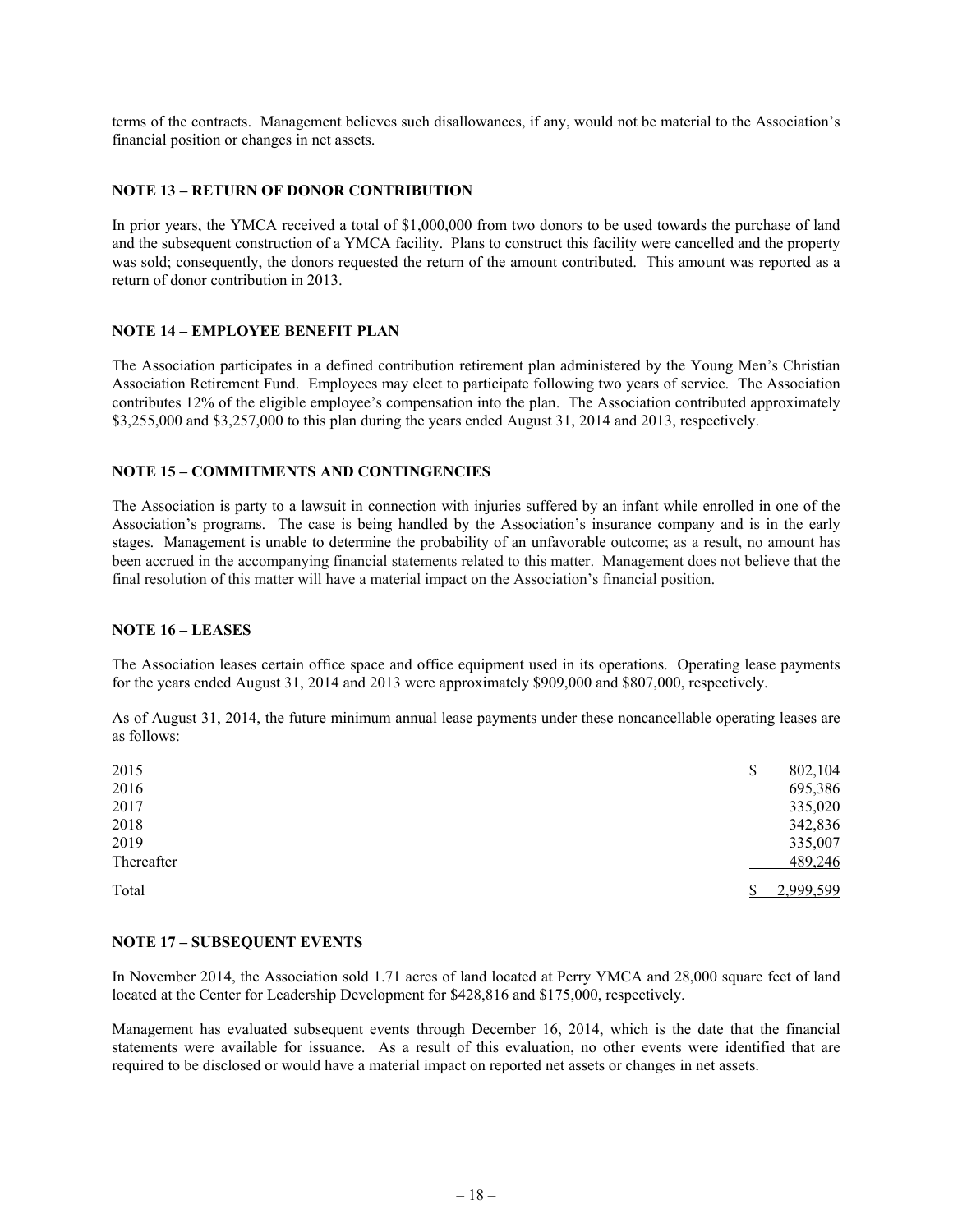terms of the contracts. Management believes such disallowances, if any, would not be material to the Association's financial position or changes in net assets.

**NOTE 13 – RETURN OF DONOR CONTRIBUTION**

In prior years, the YMCA received a total of $1,000,000 from two donors to be used towards the purchase of land and the subsequent construction of a YMCA facility. Plans to construct this facility were cancelled and the property was sold; consequently, the donors requested the return of the amount contributed. This amount was reported as a return of donor contribution in 2013.

**NOTE 14 – EMPLOYEE BENEFIT PLAN**

The Association participates in a defined contribution retirement plan administered by the Young Men's Christian Association Retirement Fund. Employees may elect to participate following two years of service. The Association contributes 12% of the eligible employee's compensation into the plan. The Association contributed approximately $3,255,000 and $3,257,000 to this plan during the years ended August 31, 2014 and 2013, respectively.

**NOTE 15 – COMMITMENTS AND CONTINGENCIES**

The Association is party to a lawsuit in connection with injuries suffered by an infant while enrolled in one of the Association's programs. The case is being handled by the Association's insurance company and is in the early stages. Management is unable to determine the probability of an unfavorable outcome; as a result, no amount has been accrued in the accompanying financial statements related to this matter. Management does not believe that the final resolution of this matter will have a material impact on the Association's financial position.

**NOTE 16 – LEASES**

The Association leases certain office space and office equipment used in its operations. Operating lease payments for the years ended August 31, 2014 and 2013 were approximately $909,000 and $807,000, respectively.

As of August 31, 2014, the future minimum annual lease payments under these noncancellable operating leases are as follows:

| | |
|---|---|
| 2015 | $ 802,104 |
| 2016 | 695,386 |
| 2017 | 335,020 |
| 2018 | 342,836 |
| 2019 | 335,007 |
| Thereafter | 489,246 |
| Total | $ 2,999,599 |

**NOTE 17 – SUBSEQUENT EVENTS**

In November 2014, the Association sold 1.71 acres of land located at Perry YMCA and 28,000 square feet of land located at the Center for Leadership Development for $428,816 and $175,000, respectively.

Management has evaluated subsequent events through December 16, 2014, which is the date that the financial statements were available for issuance. As a result of this evaluation, no other events were identified that are required to be disclosed or would have a material impact on reported net assets or changes in net assets.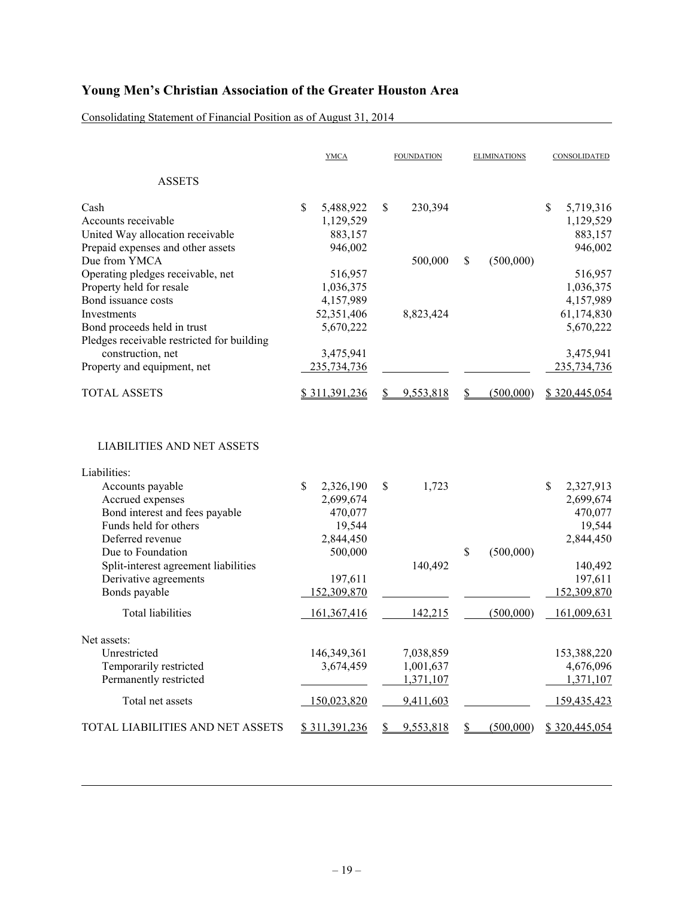# Young Men's Christian Association of the Greater Houston Area

Consolidating Statement of Financial Position as of August 31, 2014

| | YMCA | FOUNDATION | ELIMINATIONS | CONSOLIDATED |
|---|---|---|---|---|
| ASSETS | | | | |
| Cash | $ 5,488,922 | $ 230,394 | | $ 5,719,316 |
| Accounts receivable | 1,129,529 | | | 1,129,529 |
| United Way allocation receivable | 883,157 | | | 883,157 |
| Prepaid expenses and other assets | 946,002 | | | 946,002 |
| Due from YMCA | | 500,000 | $ (500,000) | |
| Operating pledges receivable, net | 516,957 | | | 516,957 |
| Property held for resale | 1,036,375 | | | 1,036,375 |
| Bond issuance costs | 4,157,989 | | | 4,157,989 |
| Investments | 52,351,406 | 8,823,424 | | 61,174,830 |
| Bond proceeds held in trust | 5,670,222 | | | 5,670,222 |
| Pledges receivable restricted for building construction, net | 3,475,941 | | | 3,475,941 |
| Property and equipment, net | 235,734,736 | | | 235,734,736 |
| TOTAL ASSETS | $ 311,391,236 | $ 9,553,818 | $ (500,000) | $ 320,445,054 |
| LIABILITIES AND NET ASSETS | | | | |
| Liabilities: | | | | |
| Accounts payable | $ 2,326,190 | $ 1,723 | | $ 2,327,913 |
| Accrued expenses | 2,699,674 | | | 2,699,674 |
| Bond interest and fees payable | 470,077 | | | 470,077 |
| Funds held for others | 19,544 | | | 19,544 |
| Deferred revenue | 2,844,450 | | | 2,844,450 |
| Due to Foundation | 500,000 | | $ (500,000) | |
| Split-interest agreement liabilities | | 140,492 | | 140,492 |
| Derivative agreements | 197,611 | | | 197,611 |
| Bonds payable | 152,309,870 | | | 152,309,870 |
| Total liabilities | 161,367,416 | 142,215 | (500,000) | 161,009,631 |
| Net assets: | | | | |
| Unrestricted | 146,349,361 | 7,038,859 | | 153,388,220 |
| Temporarily restricted | 3,674,459 | 1,001,637 | | 4,676,096 |
| Permanently restricted | | 1,371,107 | | 1,371,107 |
| Total net assets | 150,023,820 | 9,411,603 | | 159,435,423 |
| TOTAL LIABILITIES AND NET ASSETS | $ 311,391,236 | $ 9,553,818 | $ (500,000) | $ 320,445,054 |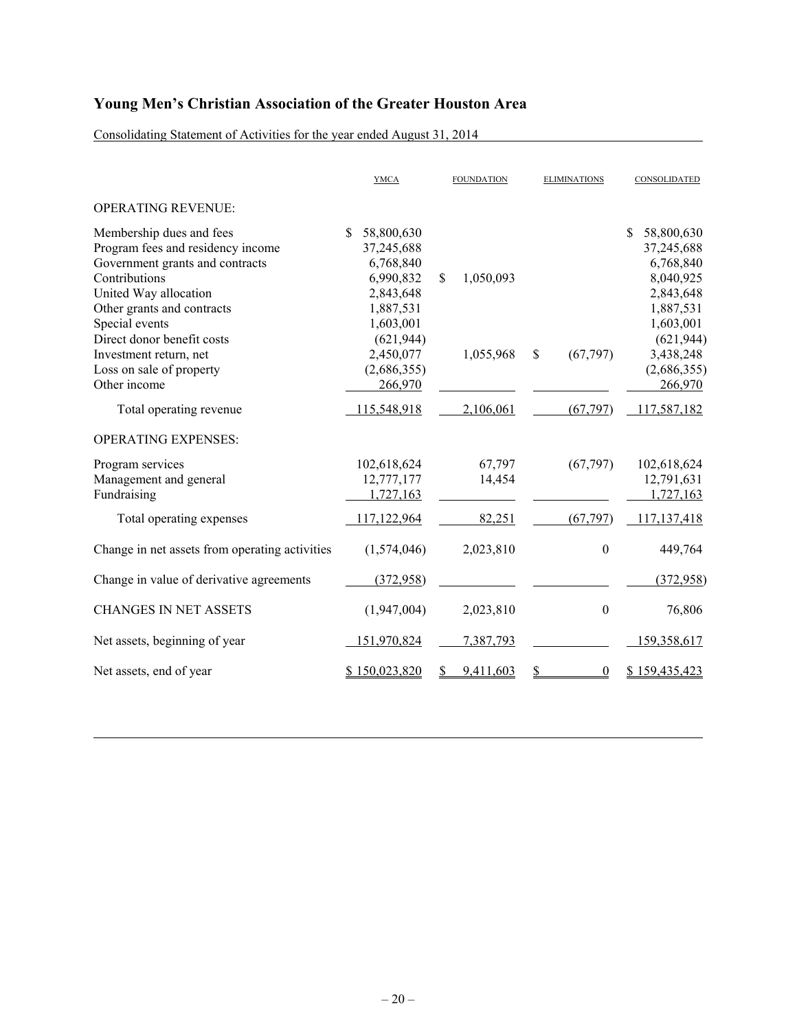# Young Men's Christian Association of the Greater Houston Area

Consolidating Statement of Activities for the year ended August 31, 2014

| | YMCA | FOUNDATION | ELIMINATIONS | CONSOLIDATED |
|---|---|---|---|---|
| OPERATING REVENUE: | | | | |
| Membership dues and fees | $ 58,800,630 | | | $ 58,800,630 |
| Program fees and residency income | 37,245,688 | | | 37,245,688 |
| Government grants and contracts | 6,768,840 | | | 6,768,840 |
| Contributions | 6,990,832 | $ 1,050,093 | | 8,040,925 |
| United Way allocation | 2,843,648 | | | 2,843,648 |
| Other grants and contracts | 1,887,531 | | | 1,887,531 |
| Special events | 1,603,001 | | | 1,603,001 |
| Direct donor benefit costs | (621,944) | | | (621,944) |
| Investment return, net | 2,450,077 | 1,055,968 | $ (67,797) | 3,438,248 |
| Loss on sale of property | (2,686,355) | | | (2,686,355) |
| Other income | 266,970 | | | 266,970 |
| Total operating revenue | 115,548,918 | 2,106,061 | (67,797) | 117,587,182 |
| OPERATING EXPENSES: | | | | |
| Program services | 102,618,624 | 67,797 | (67,797) | 102,618,624 |
| Management and general | 12,777,177 | 14,454 | | 12,791,631 |
| Fundraising | 1,727,163 | | | 1,727,163 |
| Total operating expenses | 117,122,964 | 82,251 | (67,797) | 117,137,418 |
| Change in net assets from operating activities | (1,574,046) | 2,023,810 | 0 | 449,764 |
| Change in value of derivative agreements | (372,958) | | | (372,958) |
| CHANGES IN NET ASSETS | (1,947,004) | 2,023,810 | 0 | 76,806 |
| Net assets, beginning of year | 151,970,824 | 7,387,793 | | 159,358,617 |
| Net assets, end of year | $ 150,023,820 | $ 9,411,603 | $ 0 | $ 159,435,423 |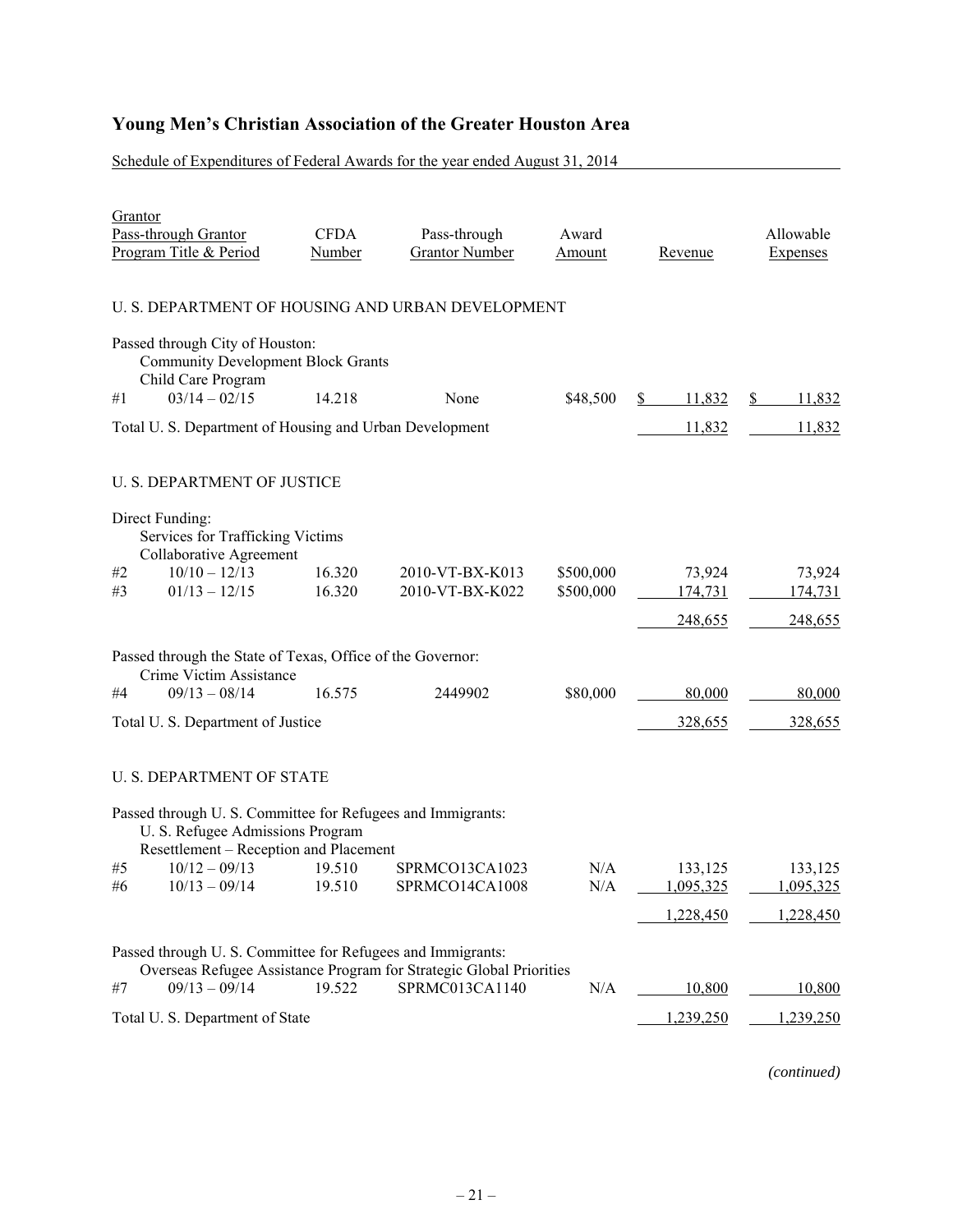# Young Men's Christian Association of the Greater Houston Area

Schedule of Expenditures of Federal Awards for the year ended August 31, 2014

| | Grantor<br>Pass-through Grantor<br>Program Title & Period | CFDA Number | Pass-through Grantor Number | Award Amount | Revenue | Allowable Expenses |
|---|---|---|---|---|---|---|
| | U. S. DEPARTMENT OF HOUSING AND URBAN DEVELOPMENT | | | | | |
| | Passed through City of Houston:<br>Community Development Block Grants<br>Child Care Program | | | | | |
| #1 | 03/14 – 02/15 | 14.218 | None | $48,500 | $ 11,832 | $ 11,832 |
| | Total U. S. Department of Housing and Urban Development | | | | 11,832 | 11,832 |
| | U. S. DEPARTMENT OF JUSTICE | | | | | |
| | Direct Funding:<br>Services for Trafficking Victims<br>Collaborative Agreement | | | | | |
| #2 | 10/10 – 12/13 | 16.320 | 2010-VT-BX-K013 | $500,000 | 73,924 | 73,924 |
| #3 | 01/13 – 12/15 | 16.320 | 2010-VT-BX-K022 | $500,000 | 174,731 | 174,731 |
| | | | | | 248,655 | 248,655 |
| | Passed through the State of Texas, Office of the Governor:<br>Crime Victim Assistance | | | | | |
| #4 | 09/13 – 08/14 | 16.575 | 2449902 | $80,000 | 80,000 | 80,000 |
| | Total U. S. Department of Justice | | | | 328,655 | 328,655 |
| | U. S. DEPARTMENT OF STATE | | | | | |
| | Passed through U. S. Committee for Refugees and Immigrants:<br>U. S. Refugee Admissions Program<br>Resettlement – Reception and Placement | | | | | |
| #5 | 10/12 – 09/13 | 19.510 | SPRMCO13CA1023 | N/A | 133,125 | 133,125 |
| #6 | 10/13 – 09/14 | 19.510 | SPRMCO14CA1008 | N/A | 1,095,325 | 1,095,325 |
| | | | | | 1,228,450 | 1,228,450 |
| | Passed through U. S. Committee for Refugees and Immigrants:<br>Overseas Refugee Assistance Program for Strategic Global Priorities | | | | | |
| #7 | 09/13 – 09/14 | 19.522 | SPRMC013CA1140 | N/A | 10,800 | 10,800 |
| | Total U. S. Department of State | | | | 1,239,250 | 1,239,250 |

*(continued)*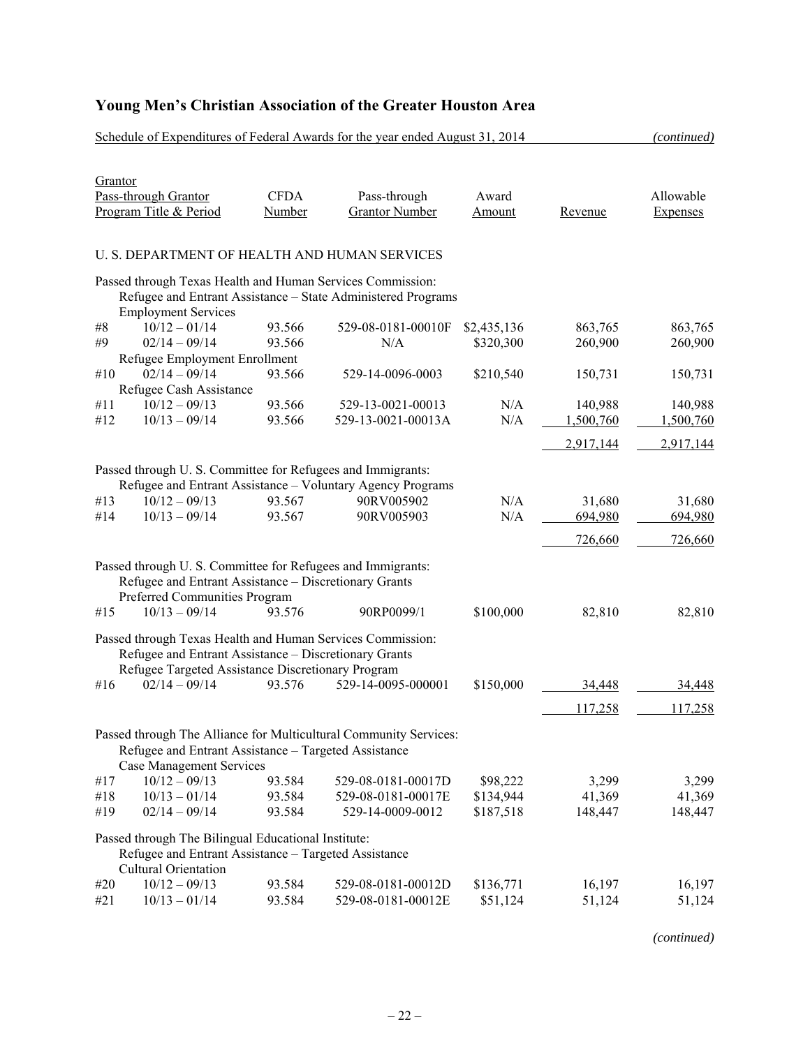# Young Men's Christian Association of the Greater Houston Area

Schedule of Expenditures of Federal Awards for the year ended August 31, 2014 *(continued)*

| Grantor<br>Pass-through Grantor<br>Program Title & Period | | CFDA Number | Pass-through Grantor Number | Award Amount | Revenue | Allowable Expenses |
|---|---|---|---|---|---|---|
| U. S. DEPARTMENT OF HEALTH AND HUMAN SERVICES | | | | | | |
| Passed through Texas Health and Human Services Commission: | | | | | | |
| Refugee and Entrant Assistance – State Administered Programs | | | | | | |
| Employment Services | | | | | | |
| #8 | 10/12 – 01/14 | 93.566 | 529-08-0181-00010F | $2,435,136 | 863,765 | 863,765 |
| #9 | 02/14 – 09/14 | 93.566 | N/A | $320,300 | 260,900 | 260,900 |
| Refugee Employment Enrollment | | | | | | |
| #10 | 02/14 – 09/14 | 93.566 | 529-14-0096-0003 | $210,540 | 150,731 | 150,731 |
| Refugee Cash Assistance | | | | | | |
| #11 | 10/12 – 09/13 | 93.566 | 529-13-0021-00013 | N/A | 140,988 | 140,988 |
| #12 | 10/13 – 09/14 | 93.566 | 529-13-0021-00013A | N/A | 1,500,760 | 1,500,760 |
| | | | | | 2,917,144 | 2,917,144 |
| Passed through U. S. Committee for Refugees and Immigrants: | | | | | | |
| Refugee and Entrant Assistance – Voluntary Agency Programs | | | | | | |
| #13 | 10/12 – 09/13 | 93.567 | 90RV005902 | N/A | 31,680 | 31,680 |
| #14 | 10/13 – 09/14 | 93.567 | 90RV005903 | N/A | 694,980 | 694,980 |
| | | | | | 726,660 | 726,660 |
| Passed through U. S. Committee for Refugees and Immigrants: | | | | | | |
| Refugee and Entrant Assistance – Discretionary Grants | | | | | | |
| Preferred Communities Program | | | | | | |
| #15 | 10/13 – 09/14 | 93.576 | 90RP0099/1 | $100,000 | 82,810 | 82,810 |
| Passed through Texas Health and Human Services Commission: | | | | | | |
| Refugee and Entrant Assistance – Discretionary Grants | | | | | | |
| Refugee Targeted Assistance Discretionary Program | | | | | | |
| #16 | 02/14 – 09/14 | 93.576 | 529-14-0095-000001 | $150,000 | 34,448 | 34,448 |
| | | | | | 117,258 | 117,258 |
| Passed through The Alliance for Multicultural Community Services: | | | | | | |
| Refugee and Entrant Assistance – Targeted Assistance | | | | | | |
| Case Management Services | | | | | | |
| #17 | 10/12 – 09/13 | 93.584 | 529-08-0181-00017D | $98,222 | 3,299 | 3,299 |
| #18 | 10/13 – 01/14 | 93.584 | 529-08-0181-00017E | $134,944 | 41,369 | 41,369 |
| #19 | 02/14 – 09/14 | 93.584 | 529-14-0009-0012 | $187,518 | 148,447 | 148,447 |
| Passed through The Bilingual Educational Institute: | | | | | | |
| Refugee and Entrant Assistance – Targeted Assistance | | | | | | |
| Cultural Orientation | | | | | | |
| #20 | 10/12 – 09/13 | 93.584 | 529-08-0181-00012D | $136,771 | 16,197 | 16,197 |
| #21 | 10/13 – 01/14 | 93.584 | 529-08-0181-00012E | $51,124 | 51,124 | 51,124 |

*(continued)*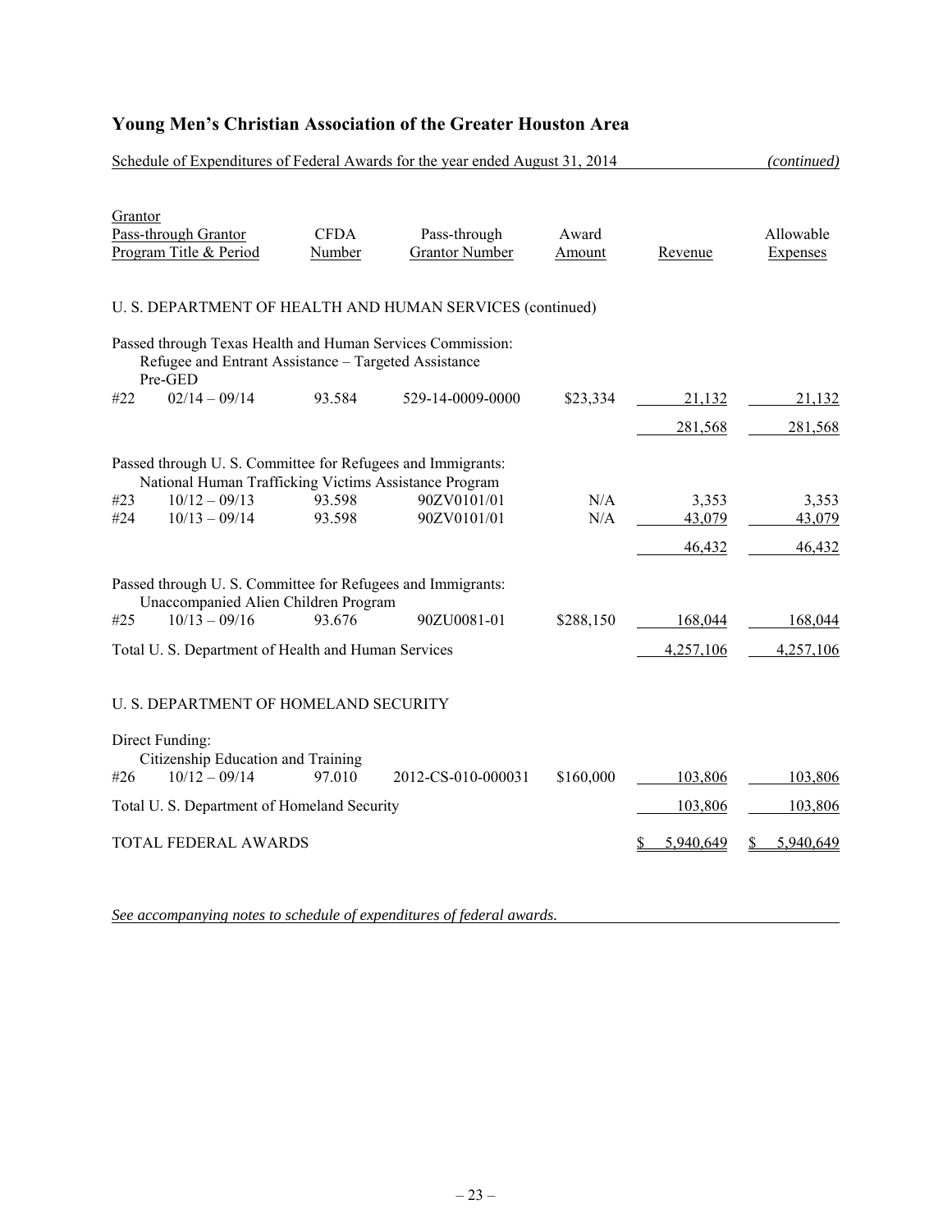# Young Men's Christian Association of the Greater Houston Area

Schedule of Expenditures of Federal Awards for the year ended August 31, 2014 *(continued)*

| Grantor<br>Pass-through Grantor<br>Program Title & Period | | CFDA Number | Pass-through Grantor Number | Award Amount | Revenue | Allowable Expenses |
|---|---|---|---|---|---|---|
| U. S. DEPARTMENT OF HEALTH AND HUMAN SERVICES (continued) | | | | | | |
| Passed through Texas Health and Human Services Commission: | | | | | | |
| Refugee and Entrant Assistance – Targeted Assistance Pre-GED | | | | | | |
| #22 | 02/14 – 09/14 | 93.584 | 529-14-0009-0000 | $23,334 | 21,132 | 21,132 |
| | | | | | 281,568 | 281,568 |
| Passed through U. S. Committee for Refugees and Immigrants: | | | | | | |
| National Human Trafficking Victims Assistance Program | | | | | | |
| #23 | 10/12 – 09/13 | 93.598 | 90ZV0101/01 | N/A | 3,353 | 3,353 |
| #24 | 10/13 – 09/14 | 93.598 | 90ZV0101/01 | N/A | 43,079 | 43,079 |
| | | | | | 46,432 | 46,432 |
| Passed through U. S. Committee for Refugees and Immigrants: | | | | | | |
| Unaccompanied Alien Children Program | | | | | | |
| #25 | 10/13 – 09/16 | 93.676 | 90ZU0081-01 | $288,150 | 168,044 | 168,044 |
| Total U. S. Department of Health and Human Services | | | | | 4,257,106 | 4,257,106 |
| U. S. DEPARTMENT OF HOMELAND SECURITY | | | | | | |
| Direct Funding: | | | | | | |
| Citizenship Education and Training | | | | | | |
| #26 | 10/12 – 09/14 | 97.010 | 2012-CS-010-000031 | $160,000 | 103,806 | 103,806 |
| Total U. S. Department of Homeland Security | | | | | 103,806 | 103,806 |
| TOTAL FEDERAL AWARDS | | | | | $ 5,940,649 | $ 5,940,649 |

*See accompanying notes to schedule of expenditures of federal awards.*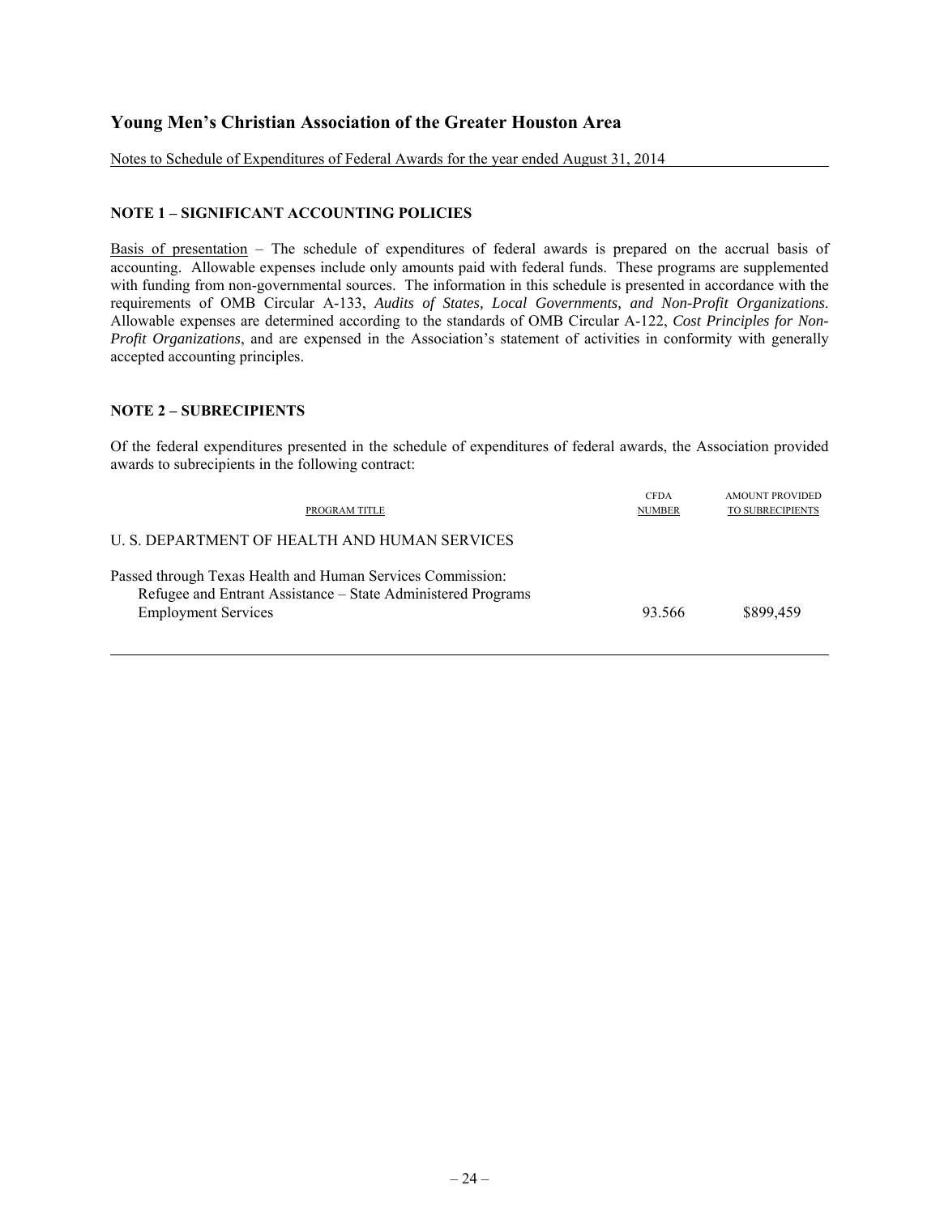# Young Men's Christian Association of the Greater Houston Area

Notes to Schedule of Expenditures of Federal Awards for the year ended August 31, 2014

## NOTE 1 – SIGNIFICANT ACCOUNTING POLICIES

Basis of presentation – The schedule of expenditures of federal awards is prepared on the accrual basis of accounting. Allowable expenses include only amounts paid with federal funds. These programs are supplemented with funding from non-governmental sources. The information in this schedule is presented in accordance with the requirements of OMB Circular A-133, *Audits of States, Local Governments, and Non-Profit Organizations*. Allowable expenses are determined according to the standards of OMB Circular A-122, *Cost Principles for Non-Profit Organizations*, and are expensed in the Association's statement of activities in conformity with generally accepted accounting principles.

## NOTE 2 – SUBRECIPIENTS

Of the federal expenditures presented in the schedule of expenditures of federal awards, the Association provided awards to subrecipients in the following contract:

| PROGRAM TITLE | CFDA NUMBER | AMOUNT PROVIDED TO SUBRECIPIENTS |
|---|---|---|
| U. S. DEPARTMENT OF HEALTH AND HUMAN SERVICES | | |
| Passed through Texas Health and Human Services Commission: Refugee and Entrant Assistance – State Administered Programs Employment Services | 93.566 | $899,459 |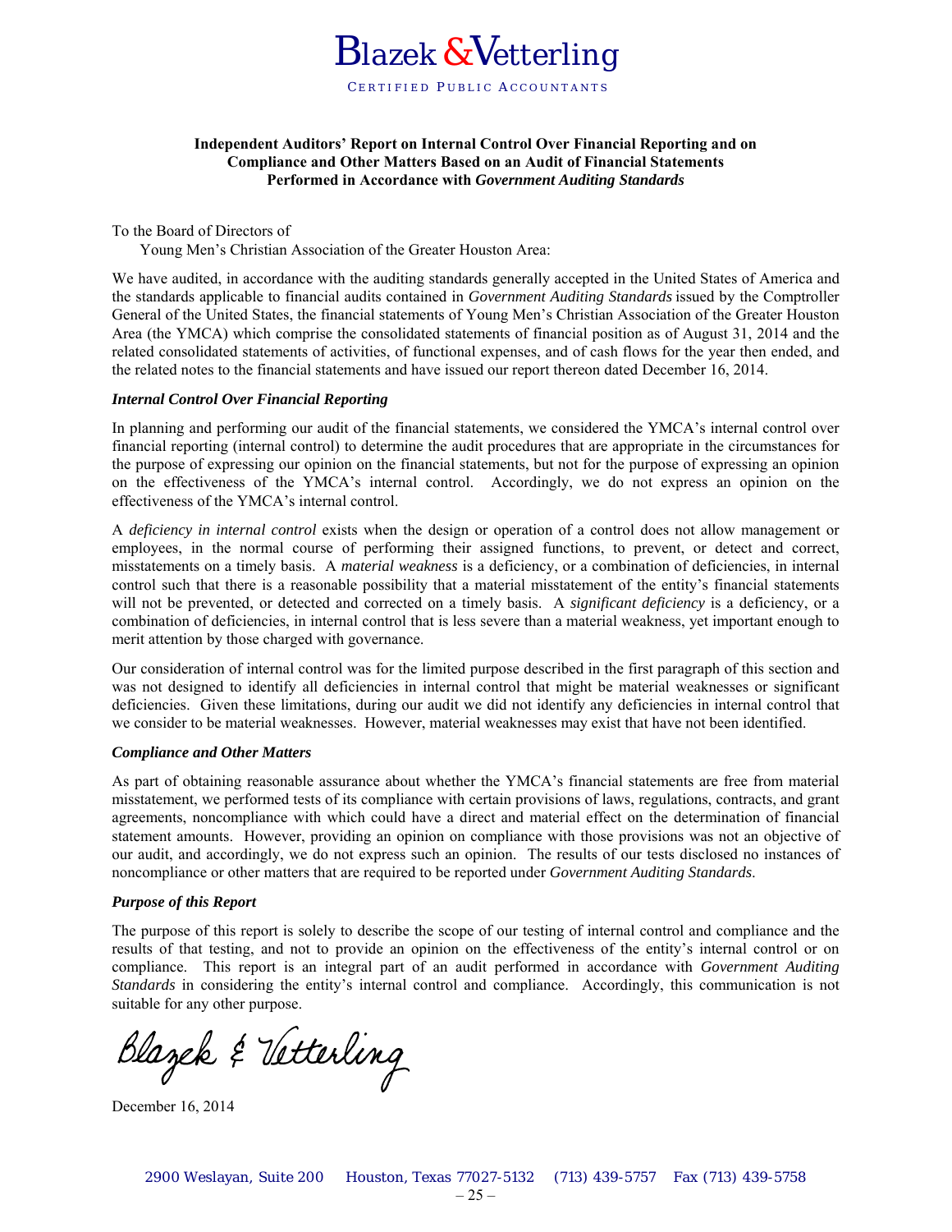# Blazek & Vetterling

CERTIFIED PUBLIC ACCOUNTANTS

**Independent Auditors' Report on Internal Control Over Financial Reporting and on Compliance and Other Matters Based on an Audit of Financial Statements Performed in Accordance with *Government Auditing Standards***

To the Board of Directors of
Young Men's Christian Association of the Greater Houston Area:

We have audited, in accordance with the auditing standards generally accepted in the United States of America and the standards applicable to financial audits contained in *Government Auditing Standards* issued by the Comptroller General of the United States, the financial statements of Young Men's Christian Association of the Greater Houston Area (the YMCA) which comprise the consolidated statements of financial position as of August 31, 2014 and the related consolidated statements of activities, of functional expenses, and of cash flows for the year then ended, and the related notes to the financial statements and have issued our report thereon dated December 16, 2014.

***Internal Control Over Financial Reporting***

In planning and performing our audit of the financial statements, we considered the YMCA's internal control over financial reporting (internal control) to determine the audit procedures that are appropriate in the circumstances for the purpose of expressing our opinion on the financial statements, but not for the purpose of expressing an opinion on the effectiveness of the YMCA's internal control. Accordingly, we do not express an opinion on the effectiveness of the YMCA's internal control.

A *deficiency in internal control* exists when the design or operation of a control does not allow management or employees, in the normal course of performing their assigned functions, to prevent, or detect and correct, misstatements on a timely basis. A *material weakness* is a deficiency, or a combination of deficiencies, in internal control such that there is a reasonable possibility that a material misstatement of the entity's financial statements will not be prevented, or detected and corrected on a timely basis. A *significant deficiency* is a deficiency, or a combination of deficiencies, in internal control that is less severe than a material weakness, yet important enough to merit attention by those charged with governance.

Our consideration of internal control was for the limited purpose described in the first paragraph of this section and was not designed to identify all deficiencies in internal control that might be material weaknesses or significant deficiencies. Given these limitations, during our audit we did not identify any deficiencies in internal control that we consider to be material weaknesses. However, material weaknesses may exist that have not been identified.

***Compliance and Other Matters***

As part of obtaining reasonable assurance about whether the YMCA's financial statements are free from material misstatement, we performed tests of its compliance with certain provisions of laws, regulations, contracts, and grant agreements, noncompliance with which could have a direct and material effect on the determination of financial statement amounts. However, providing an opinion on compliance with those provisions was not an objective of our audit, and accordingly, we do not express such an opinion. The results of our tests disclosed no instances of noncompliance or other matters that are required to be reported under *Government Auditing Standards*.

***Purpose of this Report***

The purpose of this report is solely to describe the scope of our testing of internal control and compliance and the results of that testing, and not to provide an opinion on the effectiveness of the entity's internal control or on compliance. This report is an integral part of an audit performed in accordance with *Government Auditing Standards* in considering the entity's internal control and compliance. Accordingly, this communication is not suitable for any other purpose.

Blazek & Vetterling

December 16, 2014

2900 Weslayan, Suite 200 Houston, Texas 77027-5132 (713) 439-5757 Fax (713) 439-5758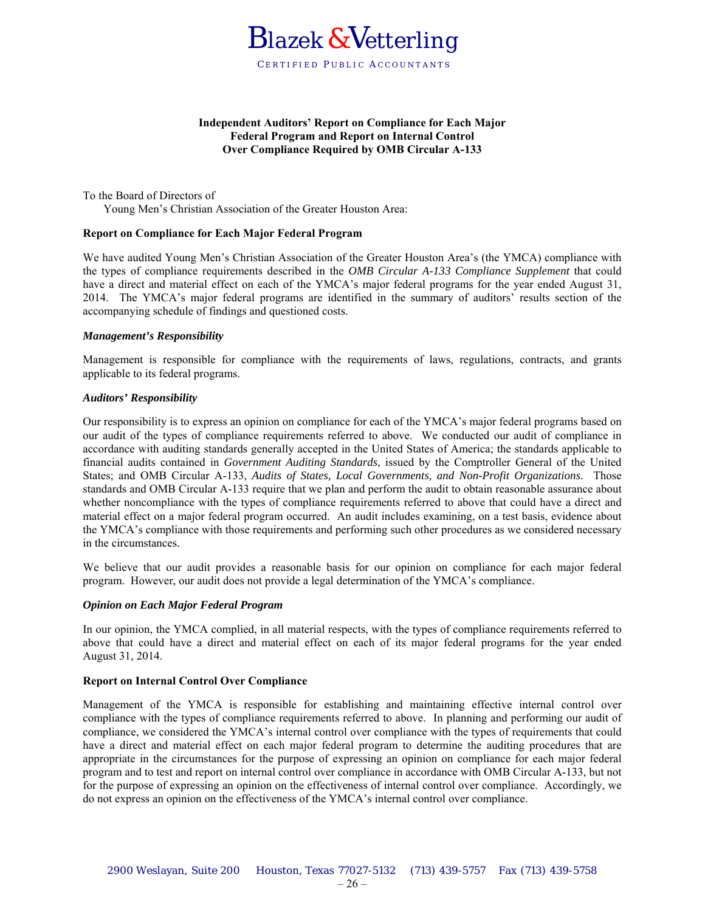Blazek & Vetterling

CERTIFIED PUBLIC ACCOUNTANTS

**Independent Auditors' Report on Compliance for Each Major Federal Program and Report on Internal Control Over Compliance Required by OMB Circular A-133**

To the Board of Directors of
Young Men's Christian Association of the Greater Houston Area:

**Report on Compliance for Each Major Federal Program**

We have audited Young Men's Christian Association of the Greater Houston Area's (the YMCA) compliance with the types of compliance requirements described in the *OMB Circular A-133 Compliance Supplement* that could have a direct and material effect on each of the YMCA's major federal programs for the year ended August 31, 2014. The YMCA's major federal programs are identified in the summary of auditors' results section of the accompanying schedule of findings and questioned costs.

***Management's Responsibility***

Management is responsible for compliance with the requirements of laws, regulations, contracts, and grants applicable to its federal programs.

***Auditors' Responsibility***

Our responsibility is to express an opinion on compliance for each of the YMCA's major federal programs based on our audit of the types of compliance requirements referred to above. We conducted our audit of compliance in accordance with auditing standards generally accepted in the United States of America; the standards applicable to financial audits contained in *Government Auditing Standards*, issued by the Comptroller General of the United States; and OMB Circular A-133, *Audits of States, Local Governments, and Non-Profit Organizations*. Those standards and OMB Circular A-133 require that we plan and perform the audit to obtain reasonable assurance about whether noncompliance with the types of compliance requirements referred to above that could have a direct and material effect on a major federal program occurred. An audit includes examining, on a test basis, evidence about the YMCA's compliance with those requirements and performing such other procedures as we considered necessary in the circumstances.

We believe that our audit provides a reasonable basis for our opinion on compliance for each major federal program. However, our audit does not provide a legal determination of the YMCA's compliance.

***Opinion on Each Major Federal Program***

In our opinion, the YMCA complied, in all material respects, with the types of compliance requirements referred to above that could have a direct and material effect on each of its major federal programs for the year ended August 31, 2014.

**Report on Internal Control Over Compliance**

Management of the YMCA is responsible for establishing and maintaining effective internal control over compliance with the types of compliance requirements referred to above. In planning and performing our audit of compliance, we considered the YMCA's internal control over compliance with the types of requirements that could have a direct and material effect on each major federal program to determine the auditing procedures that are appropriate in the circumstances for the purpose of expressing an opinion on compliance for each major federal program and to test and report on internal control over compliance in accordance with OMB Circular A-133, but not for the purpose of expressing an opinion on the effectiveness of internal control over compliance. Accordingly, we do not express an opinion on the effectiveness of the YMCA's internal control over compliance.

2900 Weslayan, Suite 200 Houston, Texas 77027-5132 (713) 439-5757 Fax (713) 439-5758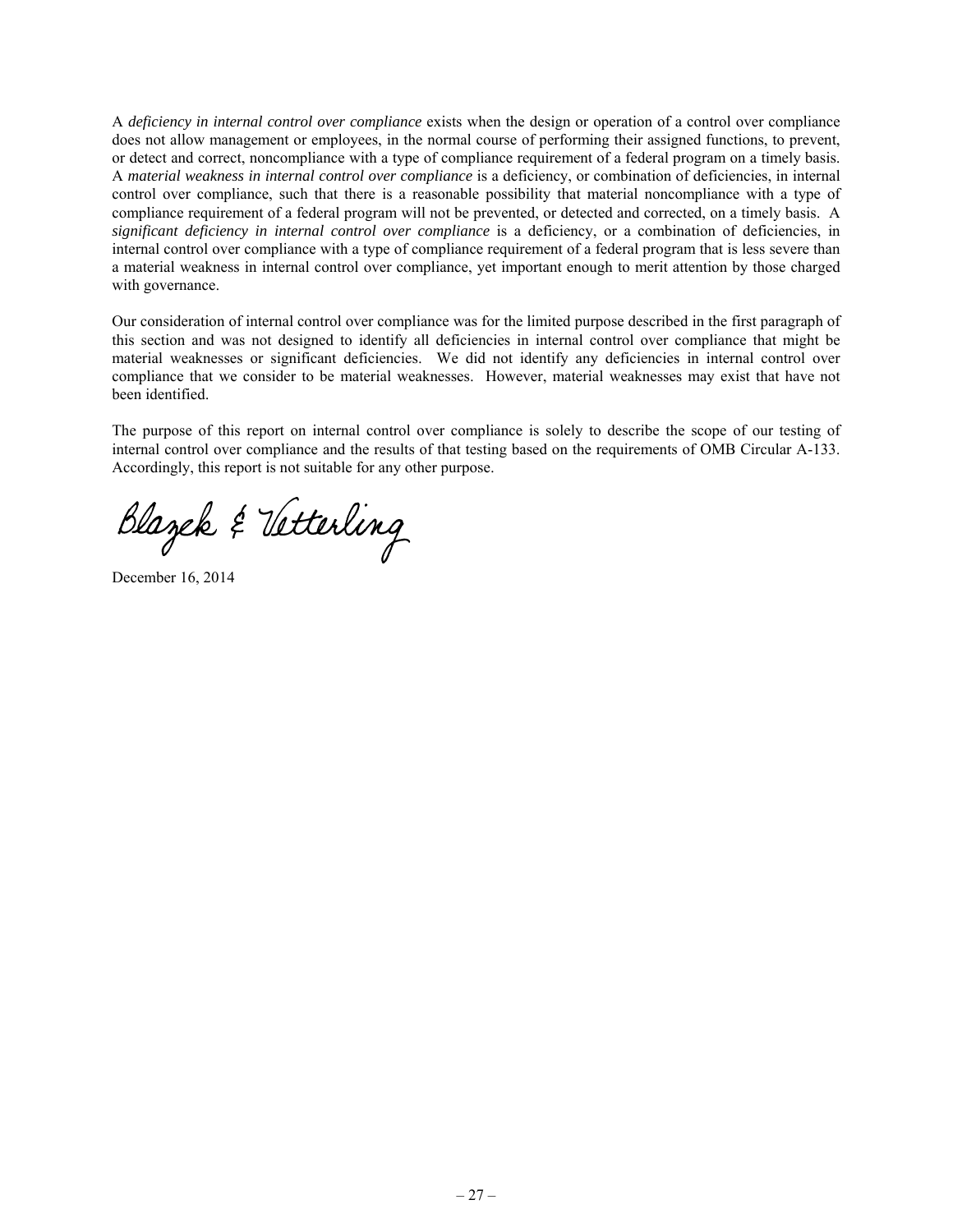A *deficiency in internal control over compliance* exists when the design or operation of a control over compliance does not allow management or employees, in the normal course of performing their assigned functions, to prevent, or detect and correct, noncompliance with a type of compliance requirement of a federal program on a timely basis. A *material weakness in internal control over compliance* is a deficiency, or combination of deficiencies, in internal control over compliance, such that there is a reasonable possibility that material noncompliance with a type of compliance requirement of a federal program will not be prevented, or detected and corrected, on a timely basis. A *significant deficiency in internal control over compliance* is a deficiency, or a combination of deficiencies, in internal control over compliance with a type of compliance requirement of a federal program that is less severe than a material weakness in internal control over compliance, yet important enough to merit attention by those charged with governance.

Our consideration of internal control over compliance was for the limited purpose described in the first paragraph of this section and was not designed to identify all deficiencies in internal control over compliance that might be material weaknesses or significant deficiencies. We did not identify any deficiencies in internal control over compliance that we consider to be material weaknesses. However, material weaknesses may exist that have not been identified.

The purpose of this report on internal control over compliance is solely to describe the scope of our testing of internal control over compliance and the results of that testing based on the requirements of OMB Circular A-133. Accordingly, this report is not suitable for any other purpose.

Blazek & Vetterling

December 16, 2014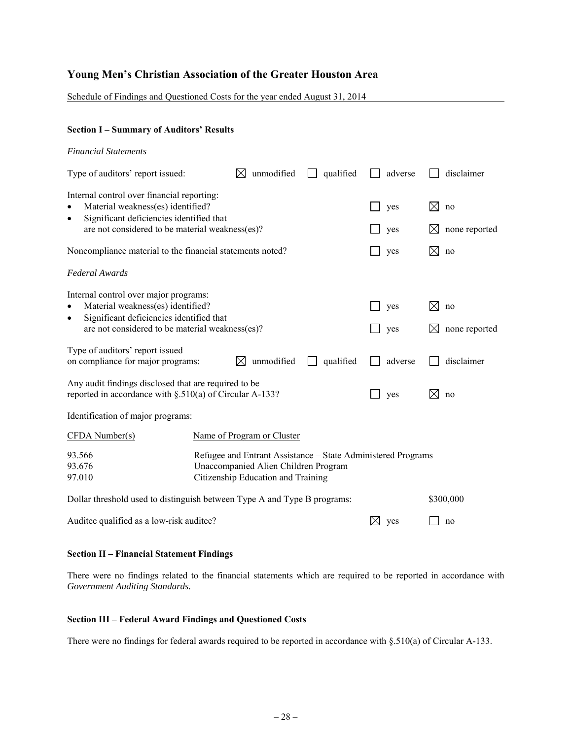# Young Men's Christian Association of the Greater Houston Area

Schedule of Findings and Questioned Costs for the year ended August 31, 2014

**Section I – Summary of Auditors' Results**

*Financial Statements*

Type of auditors' report issued: ☒ unmodified ☐ qualified ☐ adverse ☐ disclaimer

Internal control over financial reporting:

- Material weakness(es) identified? ☐ yes ☒ no
- Significant deficiencies identified that are not considered to be material weakness(es)? ☐ yes ☒ none reported

Noncompliance material to the financial statements noted? ☐ yes ☒ no

*Federal Awards*

Internal control over major programs:

- Material weakness(es) identified? ☐ yes ☒ no
- Significant deficiencies identified that are not considered to be material weakness(es)? ☐ yes ☒ none reported

Type of auditors' report issued on compliance for major programs: ☒ unmodified ☐ qualified ☐ adverse ☐ disclaimer

Any audit findings disclosed that are required to be reported in accordance with §.510(a) of Circular A-133? ☐ yes ☒ no

Identification of major programs:

| CFDA Number(s) | Name of Program or Cluster |
|---|---|
| 93.566 | Refugee and Entrant Assistance – State Administered Programs |
| 93.676 | Unaccompanied Alien Children Program |
| 97.010 | Citizenship Education and Training |

Dollar threshold used to distinguish between Type A and Type B programs: $300,000

Auditee qualified as a low-risk auditee? ☒ yes ☐ no

**Section II – Financial Statement Findings**

There were no findings related to the financial statements which are required to be reported in accordance with *Government Auditing Standards.*

**Section III – Federal Award Findings and Questioned Costs**

There were no findings for federal awards required to be reported in accordance with §.510(a) of Circular A-133.